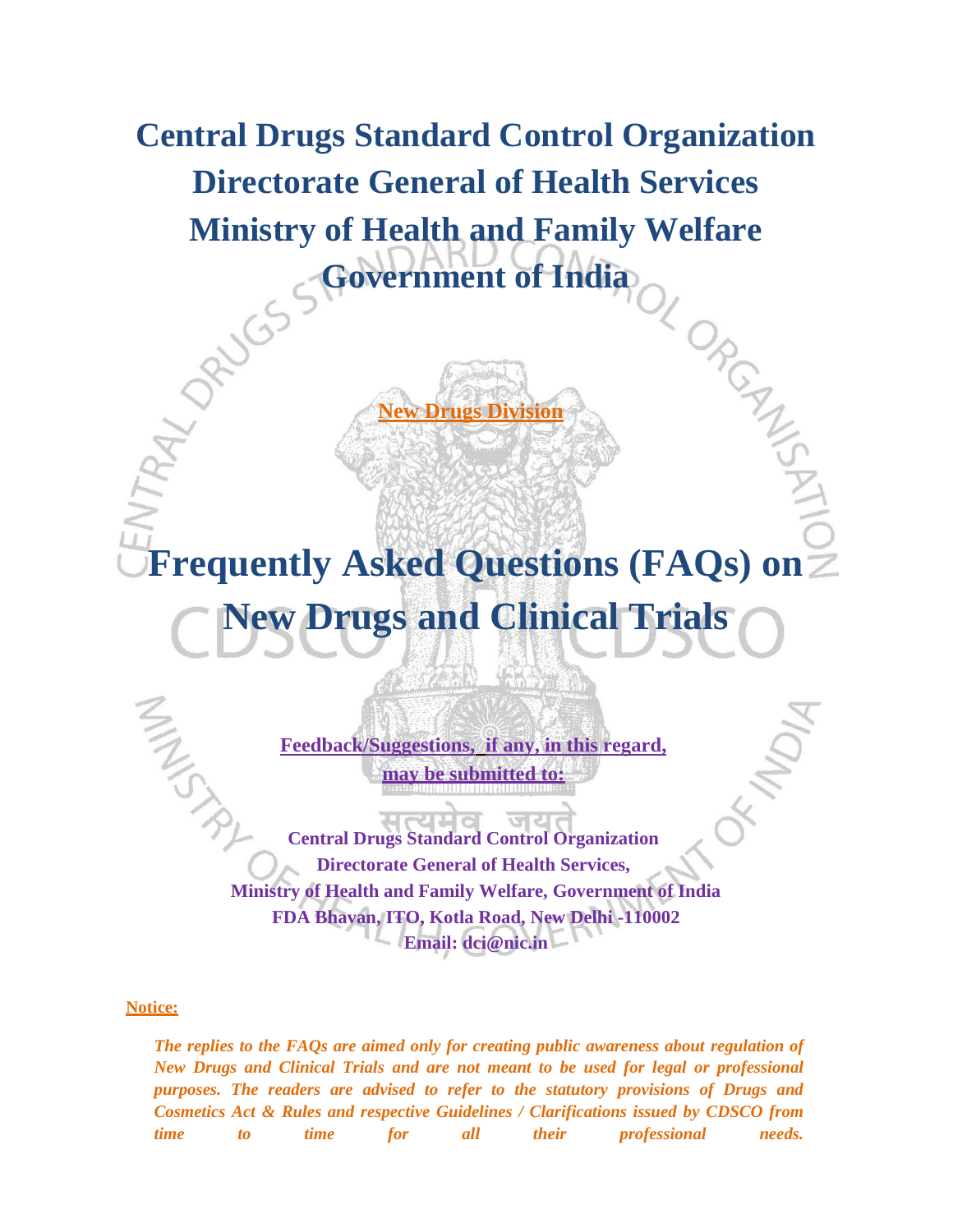# Central Drugs Standard Control Organization
# Directorate General of Health Services
# Ministry of Health and Family Welfare
# Government of India

**New Drugs Division**

# Frequently Asked Questions (FAQs) on New Drugs and Clinical Trials

**Feedback/Suggestions, if any, in this regard, may be submitted to:**

सत्यमेव जयते

**Central Drugs Standard Control Organization**
**Directorate General of Health Services,**
**Ministry of Health and Family Welfare, Government of India**
**FDA Bhavan, ITO, Kotla Road, New Delhi -110002**
**Email: dci@nic.in**

**Notice:**

***The replies to the FAQs are aimed only for creating public awareness about regulation of New Drugs and Clinical Trials and are not meant to be used for legal or professional purposes. The readers are advised to refer to the statutory provisions of Drugs and Cosmetics Act & Rules and respective Guidelines / Clarifications issued by CDSCO from time to time for all their professional needs.***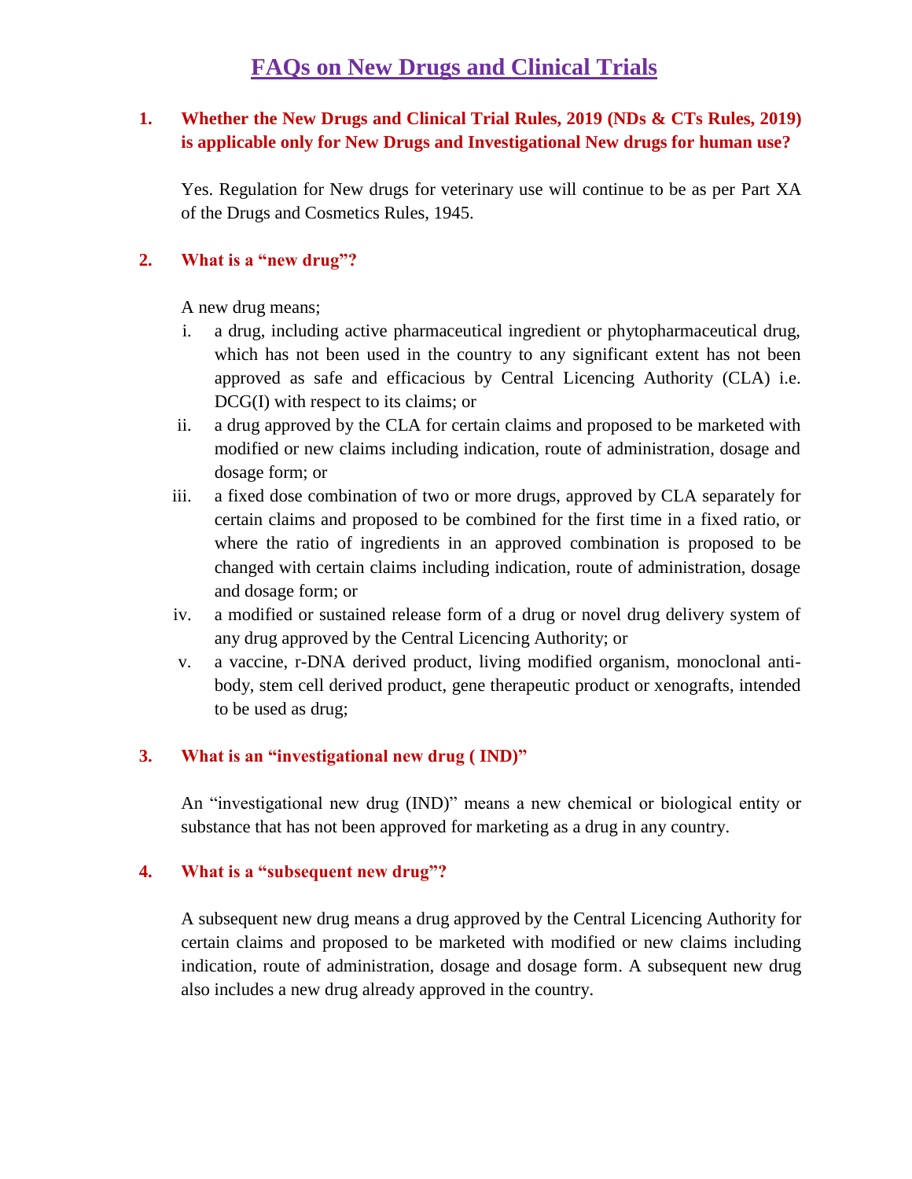# FAQs on New Drugs and Clinical Trials

### 1. Whether the New Drugs and Clinical Trial Rules, 2019 (NDs & CTs Rules, 2019) is applicable only for New Drugs and Investigational New drugs for human use?

Yes. Regulation for New drugs for veterinary use will continue to be as per Part XA of the Drugs and Cosmetics Rules, 1945.

### 2. What is a "new drug"?

A new drug means;

- i. a drug, including active pharmaceutical ingredient or phytopharmaceutical drug, which has not been used in the country to any significant extent has not been approved as safe and efficacious by Central Licencing Authority (CLA) i.e. DCG(I) with respect to its claims; or
- ii. a drug approved by the CLA for certain claims and proposed to be marketed with modified or new claims including indication, route of administration, dosage and dosage form; or
- iii. a fixed dose combination of two or more drugs, approved by CLA separately for certain claims and proposed to be combined for the first time in a fixed ratio, or where the ratio of ingredients in an approved combination is proposed to be changed with certain claims including indication, route of administration, dosage and dosage form; or
- iv. a modified or sustained release form of a drug or novel drug delivery system of any drug approved by the Central Licencing Authority; or
- v. a vaccine, r-DNA derived product, living modified organism, monoclonal anti-body, stem cell derived product, gene therapeutic product or xenografts, intended to be used as drug;

### 3. What is an "investigational new drug ( IND)"

An "investigational new drug (IND)" means a new chemical or biological entity or substance that has not been approved for marketing as a drug in any country.

### 4. What is a "subsequent new drug"?

A subsequent new drug means a drug approved by the Central Licencing Authority for certain claims and proposed to be marketed with modified or new claims including indication, route of administration, dosage and dosage form. A subsequent new drug also includes a new drug already approved in the country.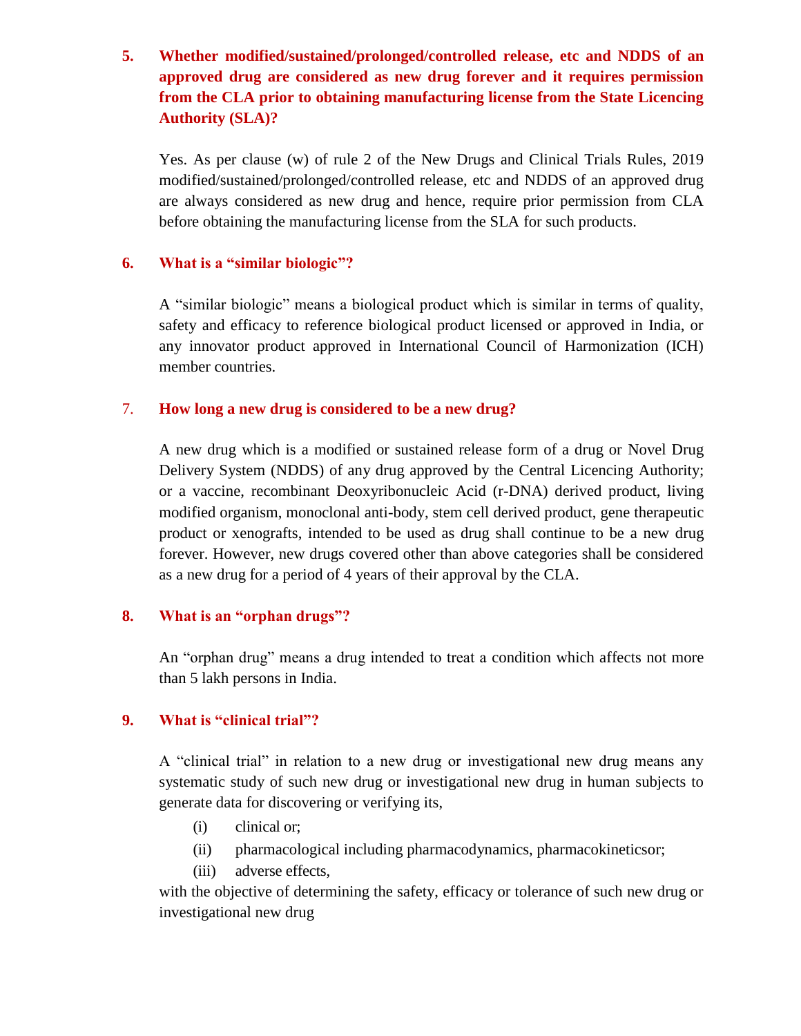**5. Whether modified/sustained/prolonged/controlled release, etc and NDDS of an approved drug are considered as new drug forever and it requires permission from the CLA prior to obtaining manufacturing license from the State Licencing Authority (SLA)?**

Yes. As per clause (w) of rule 2 of the New Drugs and Clinical Trials Rules, 2019 modified/sustained/prolonged/controlled release, etc and NDDS of an approved drug are always considered as new drug and hence, require prior permission from CLA before obtaining the manufacturing license from the SLA for such products.

**6. What is a "similar biologic"?**

A "similar biologic" means a biological product which is similar in terms of quality, safety and efficacy to reference biological product licensed or approved in India, or any innovator product approved in International Council of Harmonization (ICH) member countries.

**7. How long a new drug is considered to be a new drug?**

A new drug which is a modified or sustained release form of a drug or Novel Drug Delivery System (NDDS) of any drug approved by the Central Licencing Authority; or a vaccine, recombinant Deoxyribonucleic Acid (r-DNA) derived product, living modified organism, monoclonal anti-body, stem cell derived product, gene therapeutic product or xenografts, intended to be used as drug shall continue to be a new drug forever. However, new drugs covered other than above categories shall be considered as a new drug for a period of 4 years of their approval by the CLA.

**8. What is an "orphan drugs"?**

An "orphan drug" means a drug intended to treat a condition which affects not more than 5 lakh persons in India.

**9. What is "clinical trial"?**

A "clinical trial" in relation to a new drug or investigational new drug means any systematic study of such new drug or investigational new drug in human subjects to generate data for discovering or verifying its,

- (i) clinical or;
- (ii) pharmacological including pharmacodynamics, pharmacokineticsor;
- (iii) adverse effects,

with the objective of determining the safety, efficacy or tolerance of such new drug or investigational new drug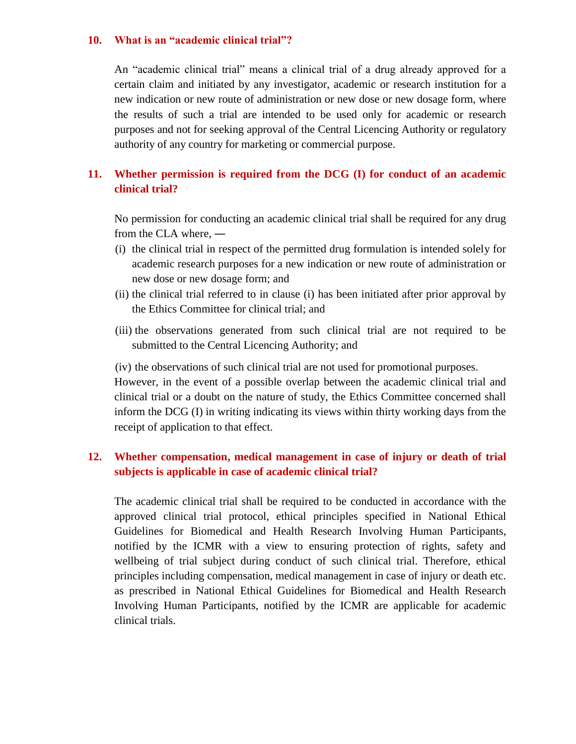### 10. What is an "academic clinical trial"?

An "academic clinical trial" means a clinical trial of a drug already approved for a certain claim and initiated by any investigator, academic or research institution for a new indication or new route of administration or new dose or new dosage form, where the results of such a trial are intended to be used only for academic or research purposes and not for seeking approval of the Central Licencing Authority or regulatory authority of any country for marketing or commercial purpose.

### 11. Whether permission is required from the DCG (I) for conduct of an academic clinical trial?

No permission for conducting an academic clinical trial shall be required for any drug from the CLA where, —

(i) the clinical trial in respect of the permitted drug formulation is intended solely for academic research purposes for a new indication or new route of administration or new dose or new dosage form; and

(ii) the clinical trial referred to in clause (i) has been initiated after prior approval by the Ethics Committee for clinical trial; and

(iii) the observations generated from such clinical trial are not required to be submitted to the Central Licencing Authority; and

(iv) the observations of such clinical trial are not used for promotional purposes.

However, in the event of a possible overlap between the academic clinical trial and clinical trial or a doubt on the nature of study, the Ethics Committee concerned shall inform the DCG (I) in writing indicating its views within thirty working days from the receipt of application to that effect.

### 12. Whether compensation, medical management in case of injury or death of trial subjects is applicable in case of academic clinical trial?

The academic clinical trial shall be required to be conducted in accordance with the approved clinical trial protocol, ethical principles specified in National Ethical Guidelines for Biomedical and Health Research Involving Human Participants, notified by the ICMR with a view to ensuring protection of rights, safety and wellbeing of trial subject during conduct of such clinical trial. Therefore, ethical principles including compensation, medical management in case of injury or death etc. as prescribed in National Ethical Guidelines for Biomedical and Health Research Involving Human Participants, notified by the ICMR are applicable for academic clinical trials.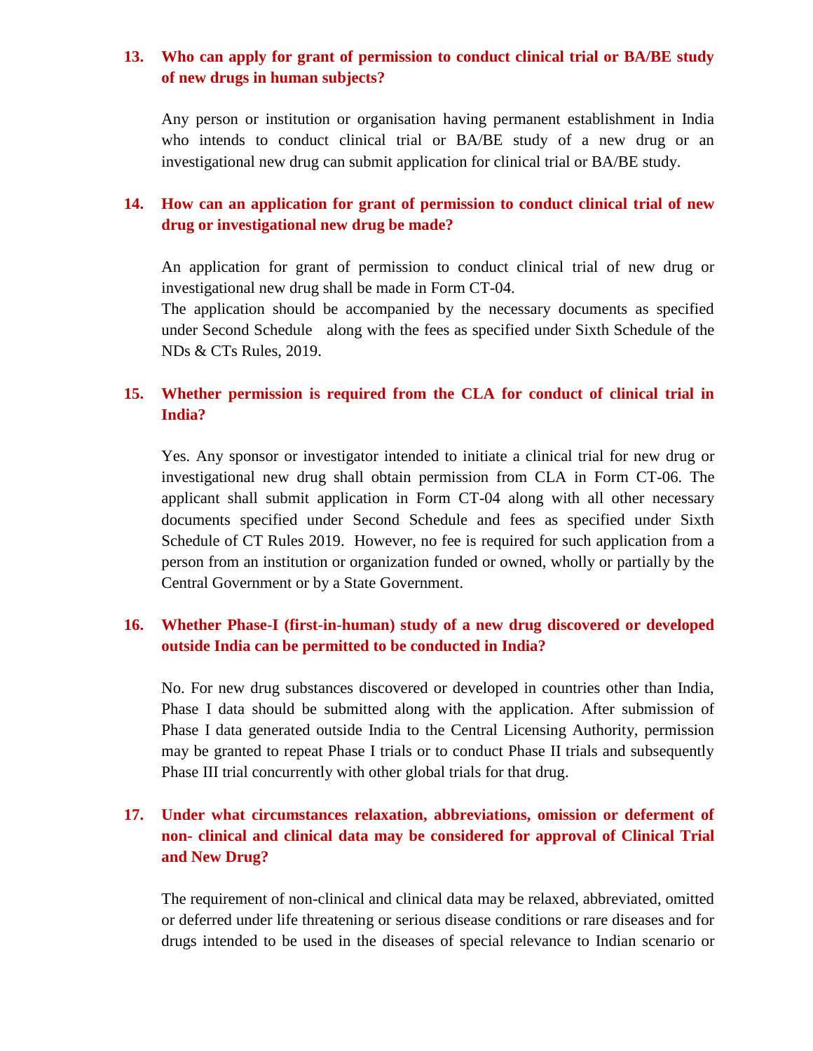### 13. Who can apply for grant of permission to conduct clinical trial or BA/BE study of new drugs in human subjects?

Any person or institution or organisation having permanent establishment in India who intends to conduct clinical trial or BA/BE study of a new drug or an investigational new drug can submit application for clinical trial or BA/BE study.

### 14. How can an application for grant of permission to conduct clinical trial of new drug or investigational new drug be made?

An application for grant of permission to conduct clinical trial of new drug or investigational new drug shall be made in Form CT-04.
The application should be accompanied by the necessary documents as specified under Second Schedule along with the fees as specified under Sixth Schedule of the NDs & CTs Rules, 2019.

### 15. Whether permission is required from the CLA for conduct of clinical trial in India?

Yes. Any sponsor or investigator intended to initiate a clinical trial for new drug or investigational new drug shall obtain permission from CLA in Form CT-06. The applicant shall submit application in Form CT-04 along with all other necessary documents specified under Second Schedule and fees as specified under Sixth Schedule of CT Rules 2019. However, no fee is required for such application from a person from an institution or organization funded or owned, wholly or partially by the Central Government or by a State Government.

### 16. Whether Phase-I (first-in-human) study of a new drug discovered or developed outside India can be permitted to be conducted in India?

No. For new drug substances discovered or developed in countries other than India, Phase I data should be submitted along with the application. After submission of Phase I data generated outside India to the Central Licensing Authority, permission may be granted to repeat Phase I trials or to conduct Phase II trials and subsequently Phase III trial concurrently with other global trials for that drug.

### 17. Under what circumstances relaxation, abbreviations, omission or deferment of non- clinical and clinical data may be considered for approval of Clinical Trial and New Drug?

The requirement of non-clinical and clinical data may be relaxed, abbreviated, omitted or deferred under life threatening or serious disease conditions or rare diseases and for drugs intended to be used in the diseases of special relevance to Indian scenario or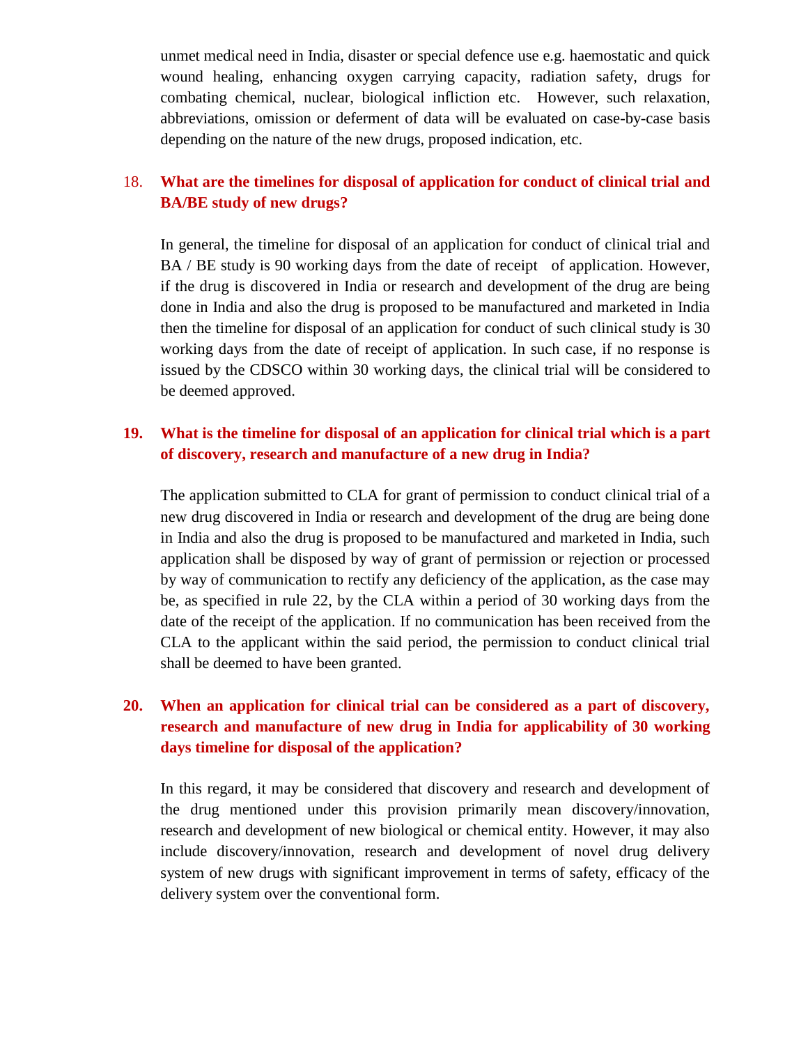unmet medical need in India, disaster or special defence use e.g. haemostatic and quick wound healing, enhancing oxygen carrying capacity, radiation safety, drugs for combating chemical, nuclear, biological infliction etc. However, such relaxation, abbreviations, omission or deferment of data will be evaluated on case-by-case basis depending on the nature of the new drugs, proposed indication, etc.

18. **What are the timelines for disposal of application for conduct of clinical trial and BA/BE study of new drugs?**

In general, the timeline for disposal of an application for conduct of clinical trial and BA / BE study is 90 working days from the date of receipt of application. However, if the drug is discovered in India or research and development of the drug are being done in India and also the drug is proposed to be manufactured and marketed in India then the timeline for disposal of an application for conduct of such clinical study is 30 working days from the date of receipt of application. In such case, if no response is issued by the CDSCO within 30 working days, the clinical trial will be considered to be deemed approved.

19. **What is the timeline for disposal of an application for clinical trial which is a part of discovery, research and manufacture of a new drug in India?**

The application submitted to CLA for grant of permission to conduct clinical trial of a new drug discovered in India or research and development of the drug are being done in India and also the drug is proposed to be manufactured and marketed in India, such application shall be disposed by way of grant of permission or rejection or processed by way of communication to rectify any deficiency of the application, as the case may be, as specified in rule 22, by the CLA within a period of 30 working days from the date of the receipt of the application. If no communication has been received from the CLA to the applicant within the said period, the permission to conduct clinical trial shall be deemed to have been granted.

20. **When an application for clinical trial can be considered as a part of discovery, research and manufacture of new drug in India for applicability of 30 working days timeline for disposal of the application?**

In this regard, it may be considered that discovery and research and development of the drug mentioned under this provision primarily mean discovery/innovation, research and development of new biological or chemical entity. However, it may also include discovery/innovation, research and development of novel drug delivery system of new drugs with significant improvement in terms of safety, efficacy of the delivery system over the conventional form.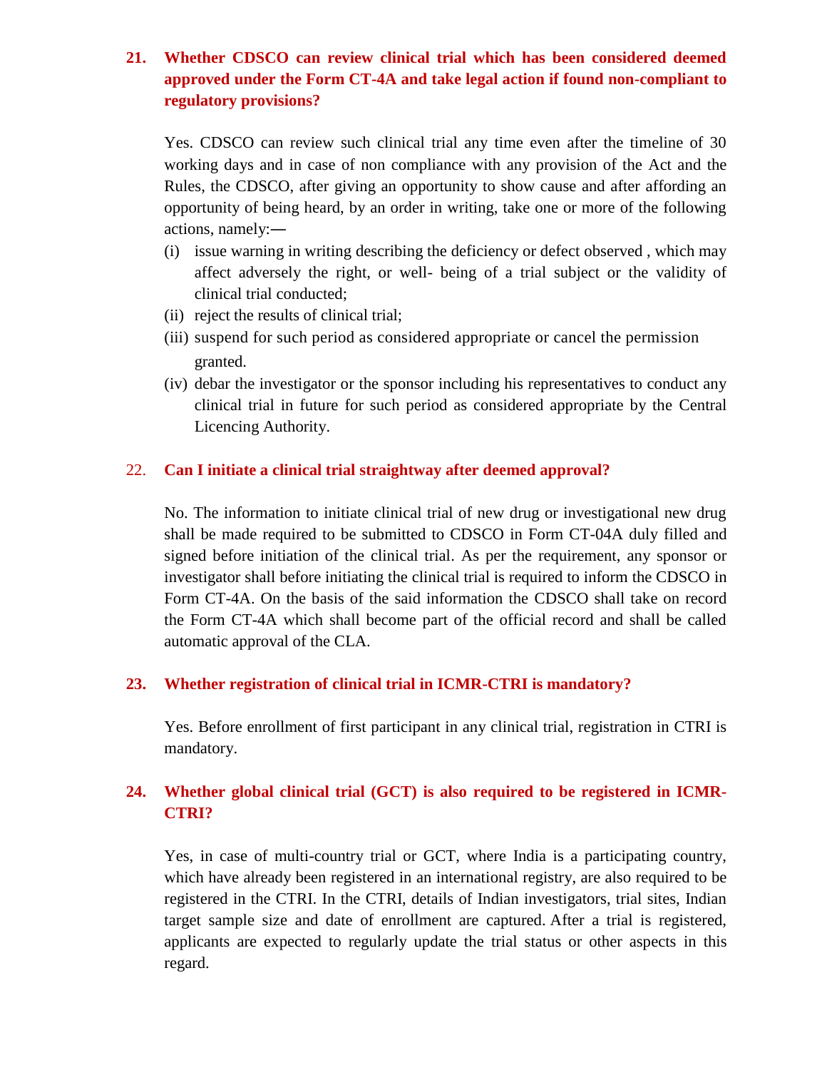**21. Whether CDSCO can review clinical trial which has been considered deemed approved under the Form CT-4A and take legal action if found non-compliant to regulatory provisions?**

Yes. CDSCO can review such clinical trial any time even after the timeline of 30 working days and in case of non compliance with any provision of the Act and the Rules, the CDSCO, after giving an opportunity to show cause and after affording an opportunity of being heard, by an order in writing, take one or more of the following actions, namely:—

(i) issue warning in writing describing the deficiency or defect observed , which may affect adversely the right, or well- being of a trial subject or the validity of clinical trial conducted;

(ii) reject the results of clinical trial;

(iii) suspend for such period as considered appropriate or cancel the permission granted.

(iv) debar the investigator or the sponsor including his representatives to conduct any clinical trial in future for such period as considered appropriate by the Central Licencing Authority.

**22. Can I initiate a clinical trial straightway after deemed approval?**

No. The information to initiate clinical trial of new drug or investigational new drug shall be made required to be submitted to CDSCO in Form CT-04A duly filled and signed before initiation of the clinical trial. As per the requirement, any sponsor or investigator shall before initiating the clinical trial is required to inform the CDSCO in Form CT-4A. On the basis of the said information the CDSCO shall take on record the Form CT-4A which shall become part of the official record and shall be called automatic approval of the CLA.

**23. Whether registration of clinical trial in ICMR-CTRI is mandatory?**

Yes. Before enrollment of first participant in any clinical trial, registration in CTRI is mandatory.

**24. Whether global clinical trial (GCT) is also required to be registered in ICMR-CTRI?**

Yes, in case of multi-country trial or GCT, where India is a participating country, which have already been registered in an international registry, are also required to be registered in the CTRI. In the CTRI, details of Indian investigators, trial sites, Indian target sample size and date of enrollment are captured. After a trial is registered, applicants are expected to regularly update the trial status or other aspects in this regard.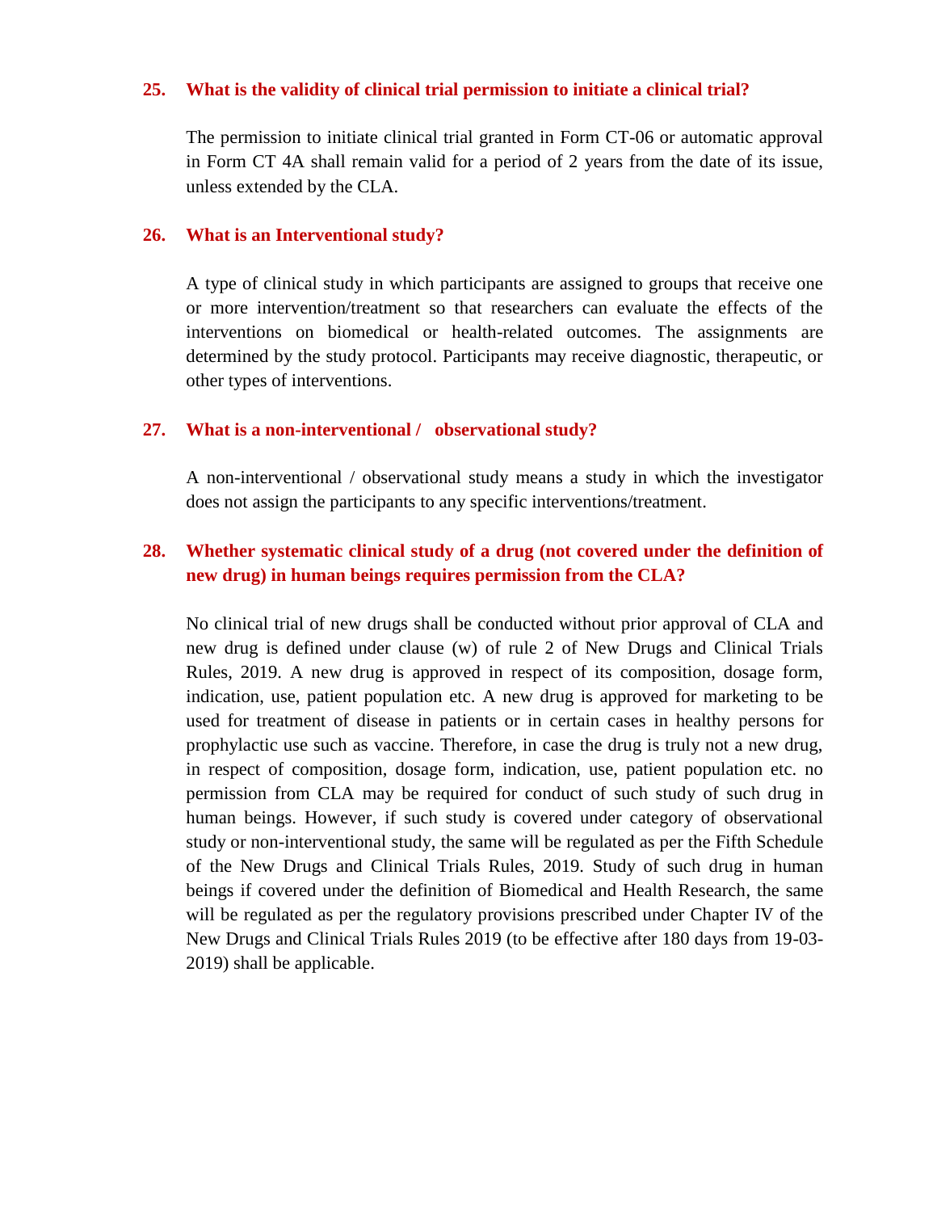### 25. What is the validity of clinical trial permission to initiate a clinical trial?

The permission to initiate clinical trial granted in Form CT-06 or automatic approval in Form CT 4A shall remain valid for a period of 2 years from the date of its issue, unless extended by the CLA.

### 26. What is an Interventional study?

A type of clinical study in which participants are assigned to groups that receive one or more intervention/treatment so that researchers can evaluate the effects of the interventions on biomedical or health-related outcomes. The assignments are determined by the study protocol. Participants may receive diagnostic, therapeutic, or other types of interventions.

### 27. What is a non-interventional / observational study?

A non-interventional / observational study means a study in which the investigator does not assign the participants to any specific interventions/treatment.

### 28. Whether systematic clinical study of a drug (not covered under the definition of new drug) in human beings requires permission from the CLA?

No clinical trial of new drugs shall be conducted without prior approval of CLA and new drug is defined under clause (w) of rule 2 of New Drugs and Clinical Trials Rules, 2019. A new drug is approved in respect of its composition, dosage form, indication, use, patient population etc. A new drug is approved for marketing to be used for treatment of disease in patients or in certain cases in healthy persons for prophylactic use such as vaccine. Therefore, in case the drug is truly not a new drug, in respect of composition, dosage form, indication, use, patient population etc. no permission from CLA may be required for conduct of such study of such drug in human beings. However, if such study is covered under category of observational study or non-interventional study, the same will be regulated as per the Fifth Schedule of the New Drugs and Clinical Trials Rules, 2019. Study of such drug in human beings if covered under the definition of Biomedical and Health Research, the same will be regulated as per the regulatory provisions prescribed under Chapter IV of the New Drugs and Clinical Trials Rules 2019 (to be effective after 180 days from 19-03-2019) shall be applicable.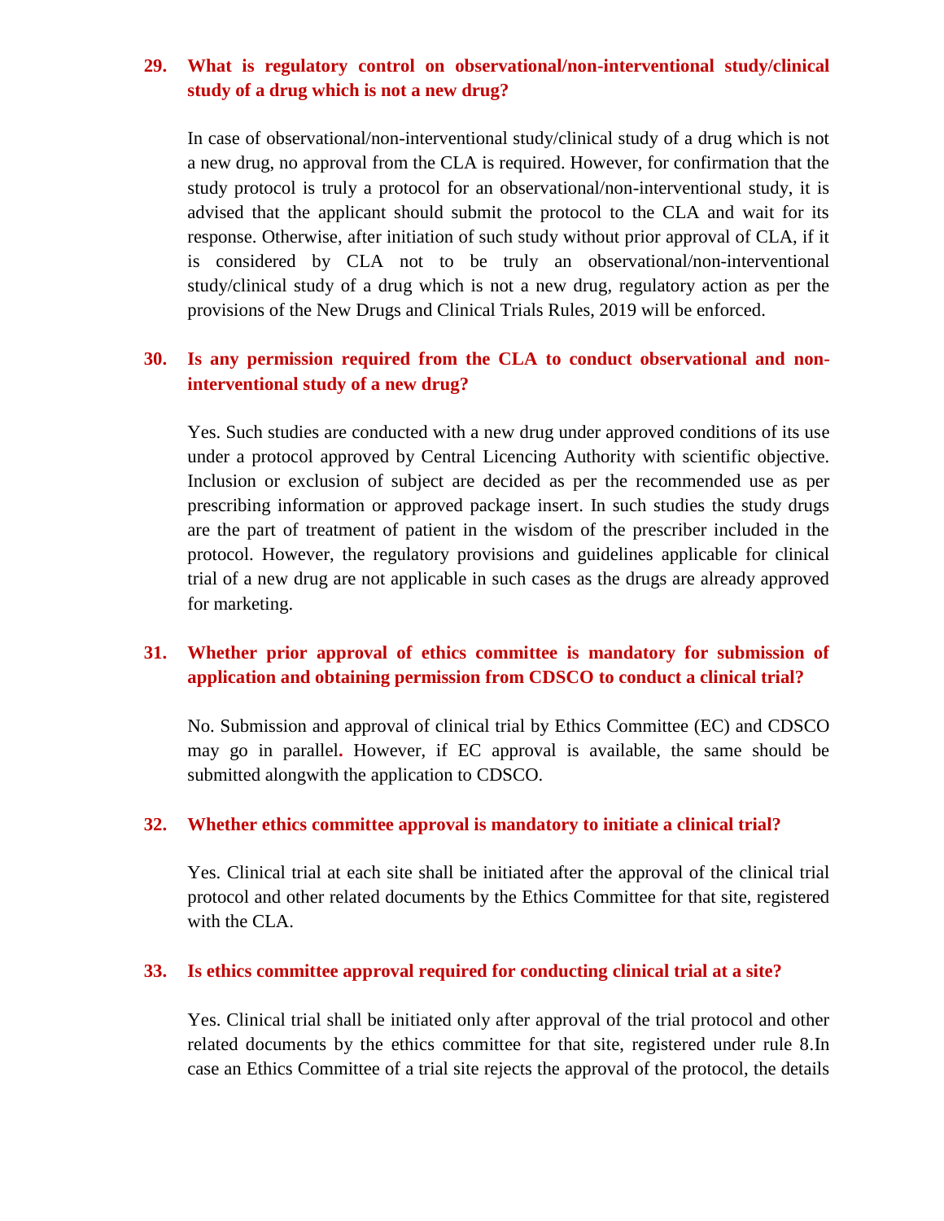**29. What is regulatory control on observational/non-interventional study/clinical study of a drug which is not a new drug?**

In case of observational/non-interventional study/clinical study of a drug which is not a new drug, no approval from the CLA is required. However, for confirmation that the study protocol is truly a protocol for an observational/non-interventional study, it is advised that the applicant should submit the protocol to the CLA and wait for its response. Otherwise, after initiation of such study without prior approval of CLA, if it is considered by CLA not to be truly an observational/non-interventional study/clinical study of a drug which is not a new drug, regulatory action as per the provisions of the New Drugs and Clinical Trials Rules, 2019 will be enforced.

**30. Is any permission required from the CLA to conduct observational and non-interventional study of a new drug?**

Yes. Such studies are conducted with a new drug under approved conditions of its use under a protocol approved by Central Licencing Authority with scientific objective. Inclusion or exclusion of subject are decided as per the recommended use as per prescribing information or approved package insert. In such studies the study drugs are the part of treatment of patient in the wisdom of the prescriber included in the protocol. However, the regulatory provisions and guidelines applicable for clinical trial of a new drug are not applicable in such cases as the drugs are already approved for marketing.

**31. Whether prior approval of ethics committee is mandatory for submission of application and obtaining permission from CDSCO to conduct a clinical trial?**

No. Submission and approval of clinical trial by Ethics Committee (EC) and CDSCO may go in parallel. However, if EC approval is available, the same should be submitted alongwith the application to CDSCO.

**32. Whether ethics committee approval is mandatory to initiate a clinical trial?**

Yes. Clinical trial at each site shall be initiated after the approval of the clinical trial protocol and other related documents by the Ethics Committee for that site, registered with the CLA.

**33. Is ethics committee approval required for conducting clinical trial at a site?**

Yes. Clinical trial shall be initiated only after approval of the trial protocol and other related documents by the ethics committee for that site, registered under rule 8.In case an Ethics Committee of a trial site rejects the approval of the protocol, the details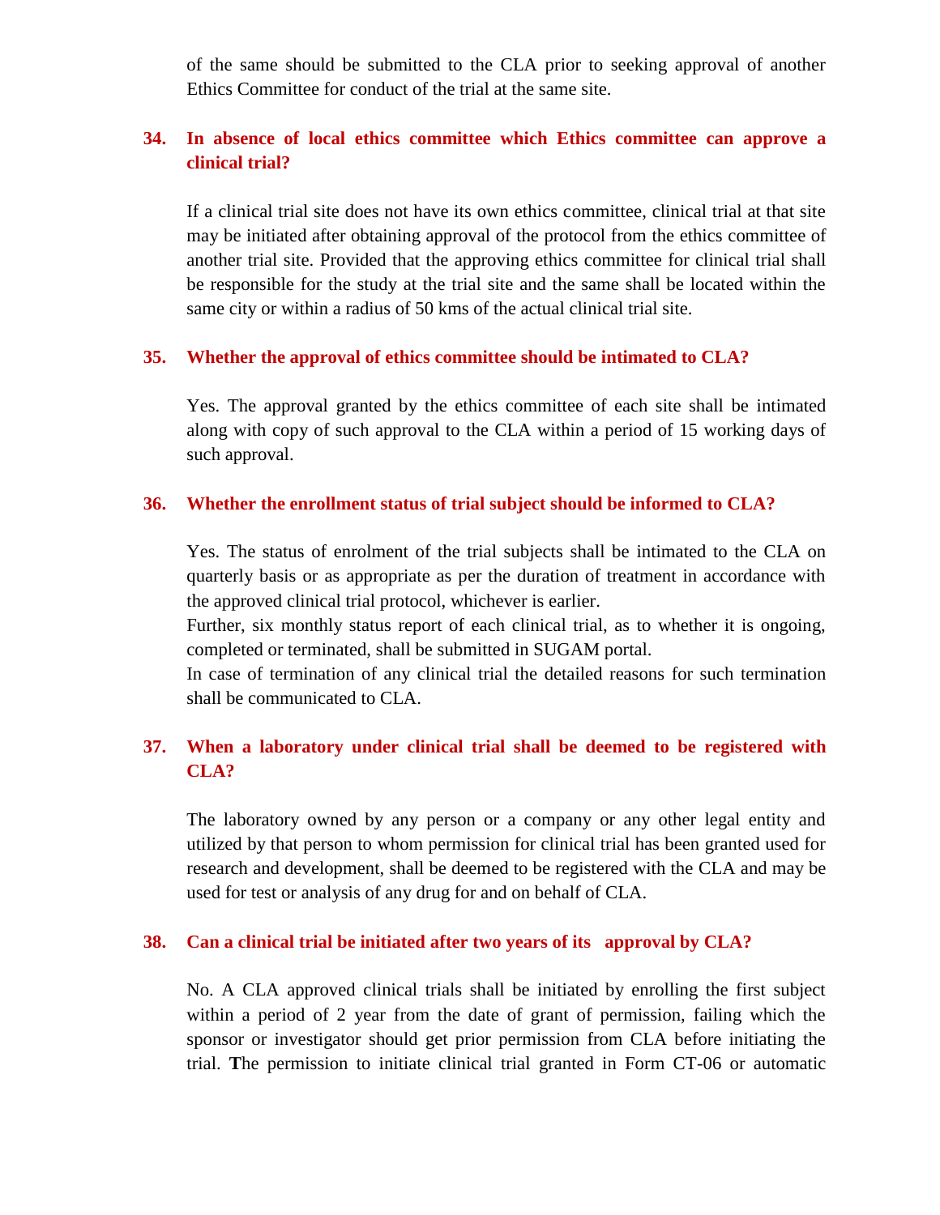of the same should be submitted to the CLA prior to seeking approval of another Ethics Committee for conduct of the trial at the same site.

### 34. In absence of local ethics committee which Ethics committee can approve a clinical trial?

If a clinical trial site does not have its own ethics committee, clinical trial at that site may be initiated after obtaining approval of the protocol from the ethics committee of another trial site. Provided that the approving ethics committee for clinical trial shall be responsible for the study at the trial site and the same shall be located within the same city or within a radius of 50 kms of the actual clinical trial site.

### 35. Whether the approval of ethics committee should be intimated to CLA?

Yes. The approval granted by the ethics committee of each site shall be intimated along with copy of such approval to the CLA within a period of 15 working days of such approval.

### 36. Whether the enrollment status of trial subject should be informed to CLA?

Yes. The status of enrolment of the trial subjects shall be intimated to the CLA on quarterly basis or as appropriate as per the duration of treatment in accordance with the approved clinical trial protocol, whichever is earlier.

Further, six monthly status report of each clinical trial, as to whether it is ongoing, completed or terminated, shall be submitted in SUGAM portal.

In case of termination of any clinical trial the detailed reasons for such termination shall be communicated to CLA.

### 37. When a laboratory under clinical trial shall be deemed to be registered with CLA?

The laboratory owned by any person or a company or any other legal entity and utilized by that person to whom permission for clinical trial has been granted used for research and development, shall be deemed to be registered with the CLA and may be used for test or analysis of any drug for and on behalf of CLA.

### 38. Can a clinical trial be initiated after two years of its approval by CLA?

No. A CLA approved clinical trials shall be initiated by enrolling the first subject within a period of 2 year from the date of grant of permission, failing which the sponsor or investigator should get prior permission from CLA before initiating the trial. The permission to initiate clinical trial granted in Form CT-06 or automatic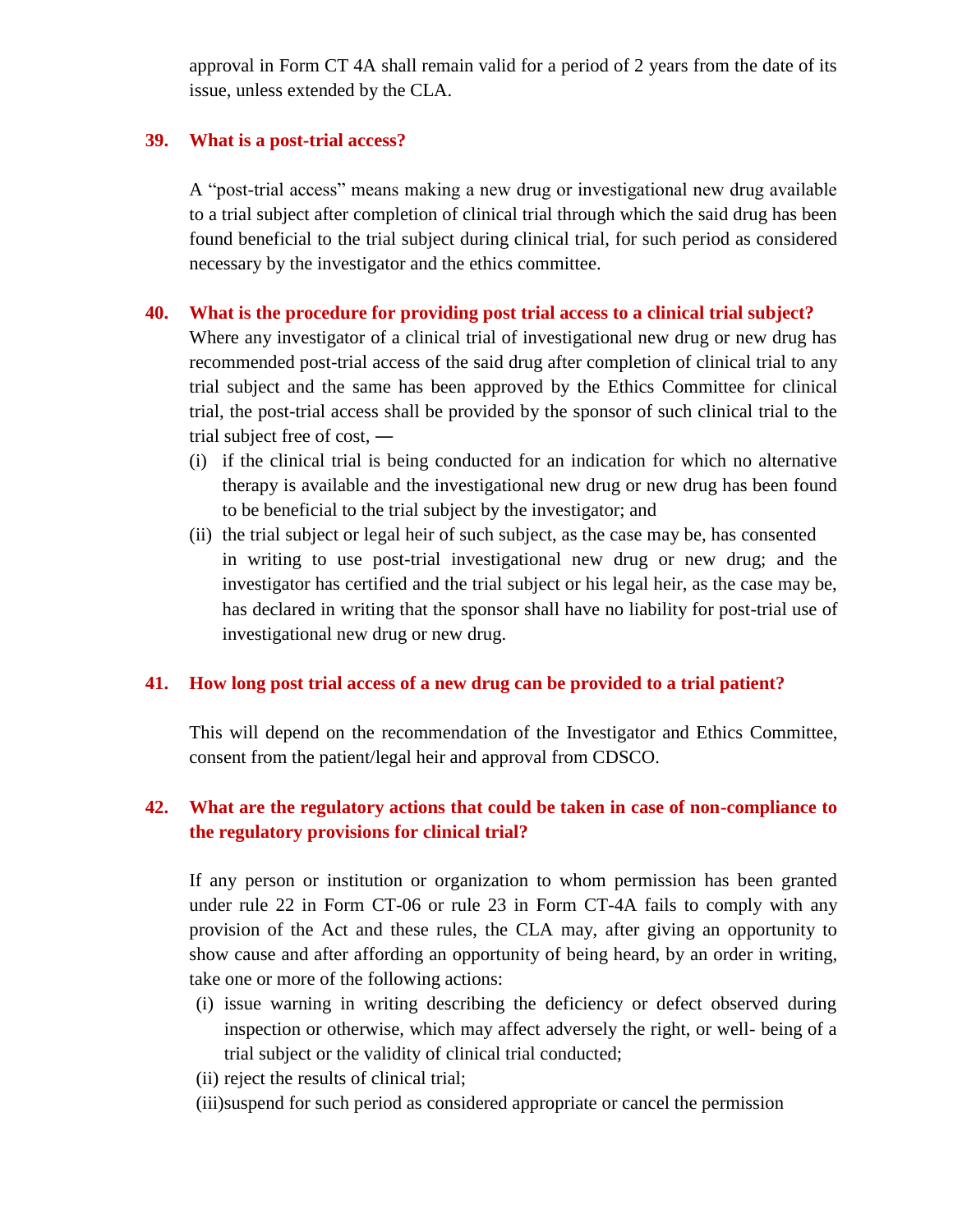approval in Form CT 4A shall remain valid for a period of 2 years from the date of its issue, unless extended by the CLA.

### 39. What is a post-trial access?

A "post-trial access" means making a new drug or investigational new drug available to a trial subject after completion of clinical trial through which the said drug has been found beneficial to the trial subject during clinical trial, for such period as considered necessary by the investigator and the ethics committee.

### 40. What is the procedure for providing post trial access to a clinical trial subject?

Where any investigator of a clinical trial of investigational new drug or new drug has recommended post-trial access of the said drug after completion of clinical trial to any trial subject and the same has been approved by the Ethics Committee for clinical trial, the post-trial access shall be provided by the sponsor of such clinical trial to the trial subject free of cost, —

(i) if the clinical trial is being conducted for an indication for which no alternative therapy is available and the investigational new drug or new drug has been found to be beneficial to the trial subject by the investigator; and

(ii) the trial subject or legal heir of such subject, as the case may be, has consented in writing to use post-trial investigational new drug or new drug; and the investigator has certified and the trial subject or his legal heir, as the case may be, has declared in writing that the sponsor shall have no liability for post-trial use of investigational new drug or new drug.

### 41. How long post trial access of a new drug can be provided to a trial patient?

This will depend on the recommendation of the Investigator and Ethics Committee, consent from the patient/legal heir and approval from CDSCO.

### 42. What are the regulatory actions that could be taken in case of non-compliance to the regulatory provisions for clinical trial?

If any person or institution or organization to whom permission has been granted under rule 22 in Form CT-06 or rule 23 in Form CT-4A fails to comply with any provision of the Act and these rules, the CLA may, after giving an opportunity to show cause and after affording an opportunity of being heard, by an order in writing, take one or more of the following actions:

(i) issue warning in writing describing the deficiency or defect observed during inspection or otherwise, which may affect adversely the right, or well- being of a trial subject or the validity of clinical trial conducted;

(ii) reject the results of clinical trial;

(iii)suspend for such period as considered appropriate or cancel the permission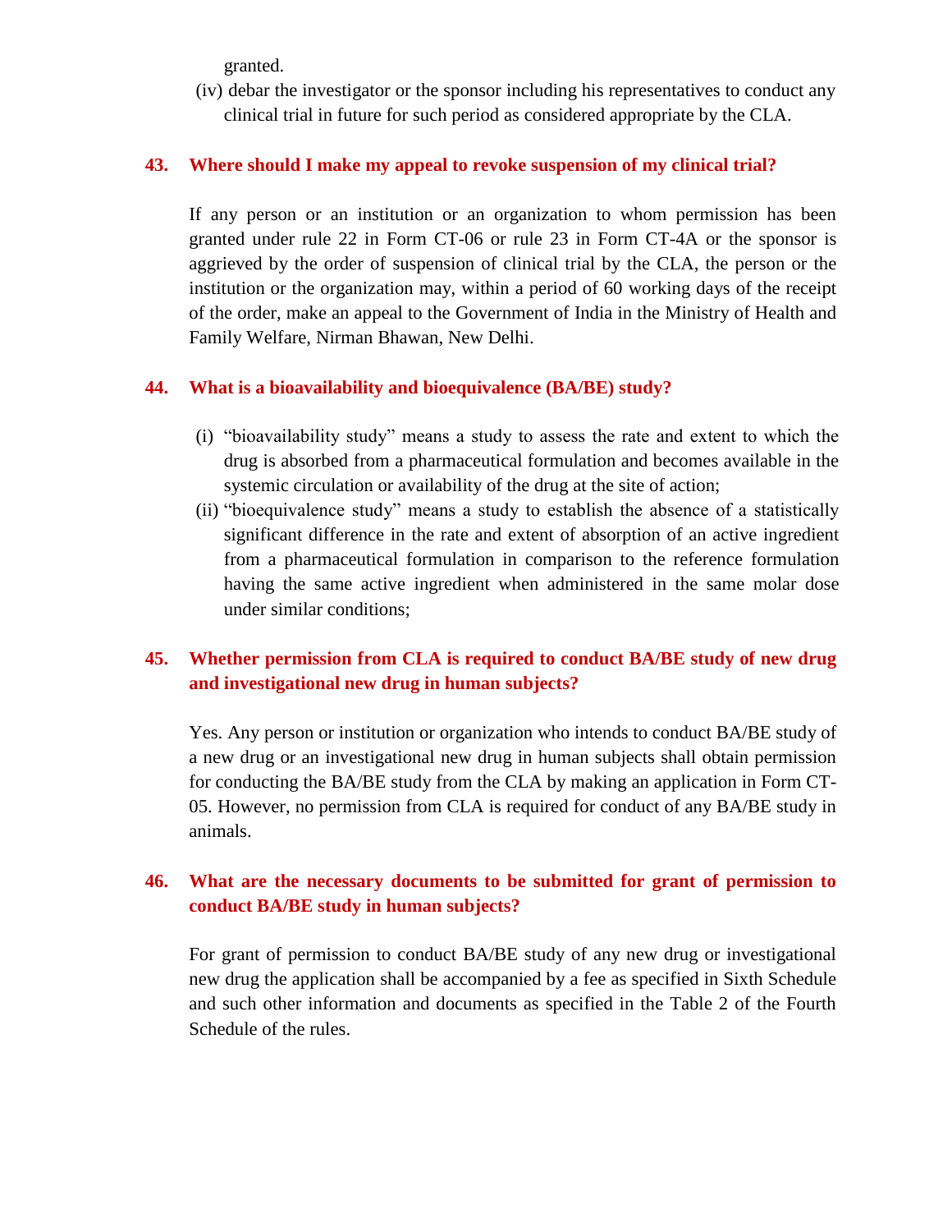granted.

(iv) debar the investigator or the sponsor including his representatives to conduct any clinical trial in future for such period as considered appropriate by the CLA.

### 43. Where should I make my appeal to revoke suspension of my clinical trial?

If any person or an institution or an organization to whom permission has been granted under rule 22 in Form CT-06 or rule 23 in Form CT-4A or the sponsor is aggrieved by the order of suspension of clinical trial by the CLA, the person or the institution or the organization may, within a period of 60 working days of the receipt of the order, make an appeal to the Government of India in the Ministry of Health and Family Welfare, Nirman Bhawan, New Delhi.

### 44. What is a bioavailability and bioequivalence (BA/BE) study?

(i) “bioavailability study” means a study to assess the rate and extent to which the drug is absorbed from a pharmaceutical formulation and becomes available in the systemic circulation or availability of the drug at the site of action;

(ii) “bioequivalence study” means a study to establish the absence of a statistically significant difference in the rate and extent of absorption of an active ingredient from a pharmaceutical formulation in comparison to the reference formulation having the same active ingredient when administered in the same molar dose under similar conditions;

### 45. Whether permission from CLA is required to conduct BA/BE study of new drug and investigational new drug in human subjects?

Yes. Any person or institution or organization who intends to conduct BA/BE study of a new drug or an investigational new drug in human subjects shall obtain permission for conducting the BA/BE study from the CLA by making an application in Form CT-05. However, no permission from CLA is required for conduct of any BA/BE study in animals.

### 46. What are the necessary documents to be submitted for grant of permission to conduct BA/BE study in human subjects?

For grant of permission to conduct BA/BE study of any new drug or investigational new drug the application shall be accompanied by a fee as specified in Sixth Schedule and such other information and documents as specified in the Table 2 of the Fourth Schedule of the rules.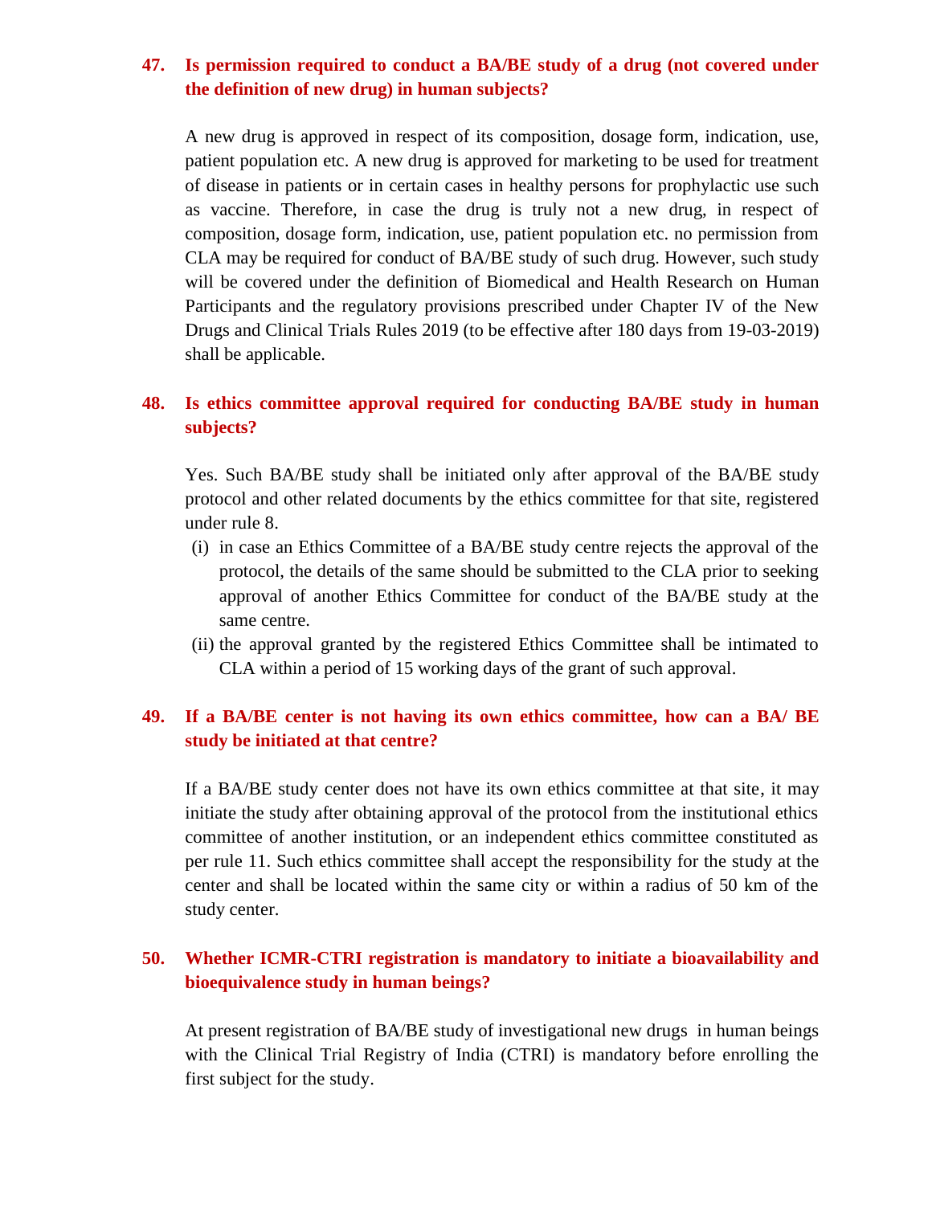**47. Is permission required to conduct a BA/BE study of a drug (not covered under the definition of new drug) in human subjects?**

A new drug is approved in respect of its composition, dosage form, indication, use, patient population etc. A new drug is approved for marketing to be used for treatment of disease in patients or in certain cases in healthy persons for prophylactic use such as vaccine. Therefore, in case the drug is truly not a new drug, in respect of composition, dosage form, indication, use, patient population etc. no permission from CLA may be required for conduct of BA/BE study of such drug. However, such study will be covered under the definition of Biomedical and Health Research on Human Participants and the regulatory provisions prescribed under Chapter IV of the New Drugs and Clinical Trials Rules 2019 (to be effective after 180 days from 19-03-2019) shall be applicable.

**48. Is ethics committee approval required for conducting BA/BE study in human subjects?**

Yes. Such BA/BE study shall be initiated only after approval of the BA/BE study protocol and other related documents by the ethics committee for that site, registered under rule 8.

(i) in case an Ethics Committee of a BA/BE study centre rejects the approval of the protocol, the details of the same should be submitted to the CLA prior to seeking approval of another Ethics Committee for conduct of the BA/BE study at the same centre.

(ii) the approval granted by the registered Ethics Committee shall be intimated to CLA within a period of 15 working days of the grant of such approval.

**49. If a BA/BE center is not having its own ethics committee, how can a BA/ BE study be initiated at that centre?**

If a BA/BE study center does not have its own ethics committee at that site, it may initiate the study after obtaining approval of the protocol from the institutional ethics committee of another institution, or an independent ethics committee constituted as per rule 11. Such ethics committee shall accept the responsibility for the study at the center and shall be located within the same city or within a radius of 50 km of the study center.

**50. Whether ICMR-CTRI registration is mandatory to initiate a bioavailability and bioequivalence study in human beings?**

At present registration of BA/BE study of investigational new drugs in human beings with the Clinical Trial Registry of India (CTRI) is mandatory before enrolling the first subject for the study.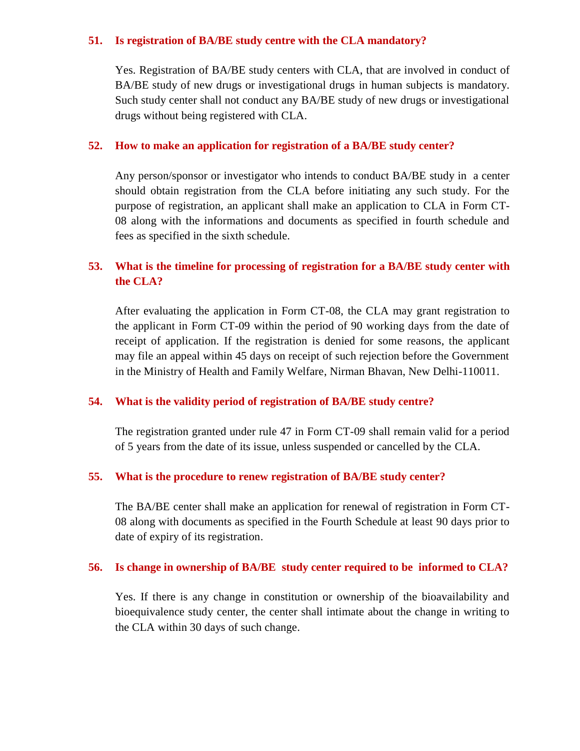### 51. Is registration of BA/BE study centre with the CLA mandatory?

Yes. Registration of BA/BE study centers with CLA, that are involved in conduct of BA/BE study of new drugs or investigational drugs in human subjects is mandatory. Such study center shall not conduct any BA/BE study of new drugs or investigational drugs without being registered with CLA.

### 52. How to make an application for registration of a BA/BE study center?

Any person/sponsor or investigator who intends to conduct BA/BE study in a center should obtain registration from the CLA before initiating any such study. For the purpose of registration, an applicant shall make an application to CLA in Form CT-08 along with the informations and documents as specified in fourth schedule and fees as specified in the sixth schedule.

### 53. What is the timeline for processing of registration for a BA/BE study center with the CLA?

After evaluating the application in Form CT-08, the CLA may grant registration to the applicant in Form CT-09 within the period of 90 working days from the date of receipt of application. If the registration is denied for some reasons, the applicant may file an appeal within 45 days on receipt of such rejection before the Government in the Ministry of Health and Family Welfare, Nirman Bhavan, New Delhi-110011.

### 54. What is the validity period of registration of BA/BE study centre?

The registration granted under rule 47 in Form CT-09 shall remain valid for a period of 5 years from the date of its issue, unless suspended or cancelled by the CLA.

### 55. What is the procedure to renew registration of BA/BE study center?

The BA/BE center shall make an application for renewal of registration in Form CT-08 along with documents as specified in the Fourth Schedule at least 90 days prior to date of expiry of its registration.

### 56. Is change in ownership of BA/BE study center required to be informed to CLA?

Yes. If there is any change in constitution or ownership of the bioavailability and bioequivalence study center, the center shall intimate about the change in writing to the CLA within 30 days of such change.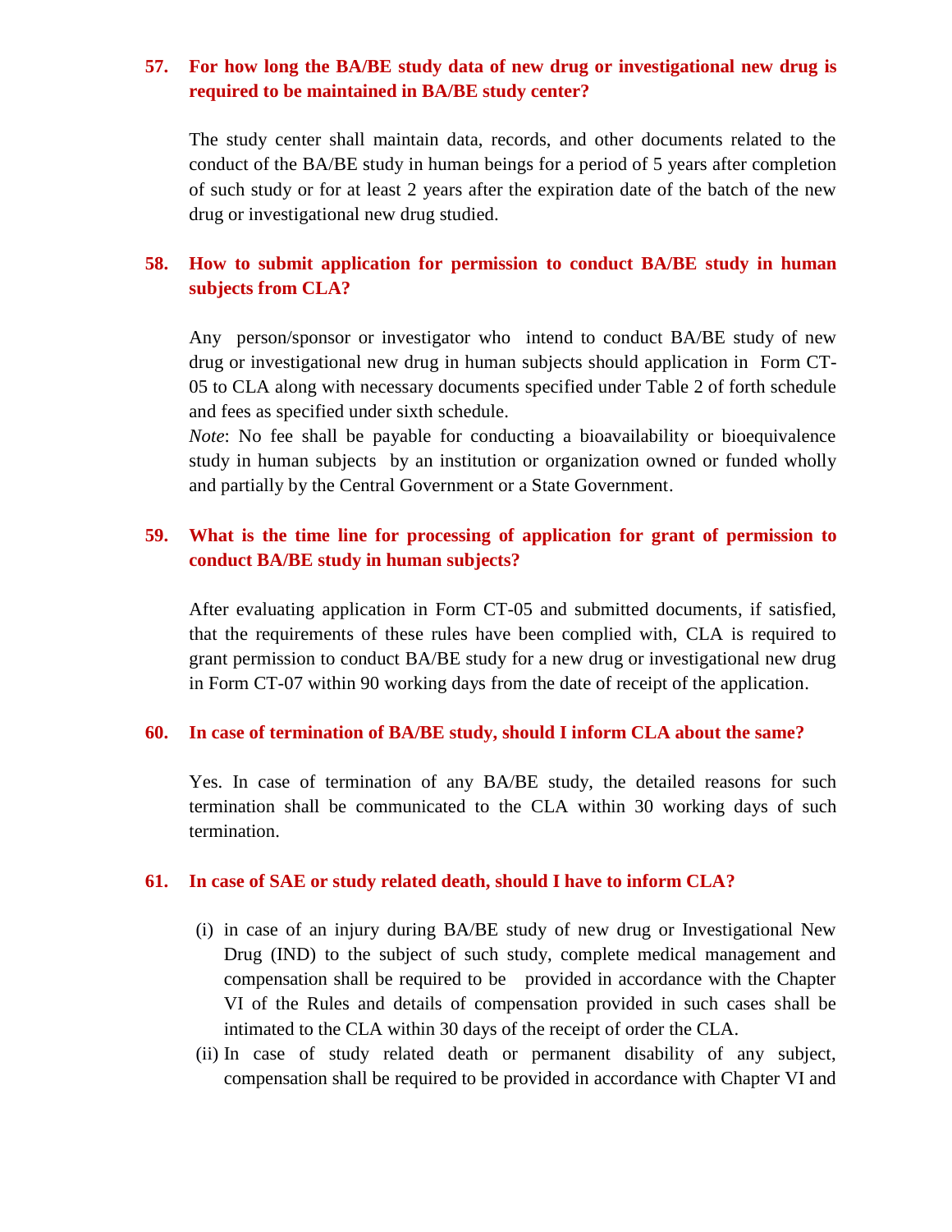### 57. For how long the BA/BE study data of new drug or investigational new drug is required to be maintained in BA/BE study center?

The study center shall maintain data, records, and other documents related to the conduct of the BA/BE study in human beings for a period of 5 years after completion of such study or for at least 2 years after the expiration date of the batch of the new drug or investigational new drug studied.

### 58. How to submit application for permission to conduct BA/BE study in human subjects from CLA?

Any person/sponsor or investigator who intend to conduct BA/BE study of new drug or investigational new drug in human subjects should application in Form CT-05 to CLA along with necessary documents specified under Table 2 of forth schedule and fees as specified under sixth schedule.

*Note*: No fee shall be payable for conducting a bioavailability or bioequivalence study in human subjects by an institution or organization owned or funded wholly and partially by the Central Government or a State Government.

### 59. What is the time line for processing of application for grant of permission to conduct BA/BE study in human subjects?

After evaluating application in Form CT-05 and submitted documents, if satisfied, that the requirements of these rules have been complied with, CLA is required to grant permission to conduct BA/BE study for a new drug or investigational new drug in Form CT-07 within 90 working days from the date of receipt of the application.

### 60. In case of termination of BA/BE study, should I inform CLA about the same?

Yes. In case of termination of any BA/BE study, the detailed reasons for such termination shall be communicated to the CLA within 30 working days of such termination.

### 61. In case of SAE or study related death, should I have to inform CLA?

(i) in case of an injury during BA/BE study of new drug or Investigational New Drug (IND) to the subject of such study, complete medical management and compensation shall be required to be provided in accordance with the Chapter VI of the Rules and details of compensation provided in such cases shall be intimated to the CLA within 30 days of the receipt of order the CLA.

(ii) In case of study related death or permanent disability of any subject, compensation shall be required to be provided in accordance with Chapter VI and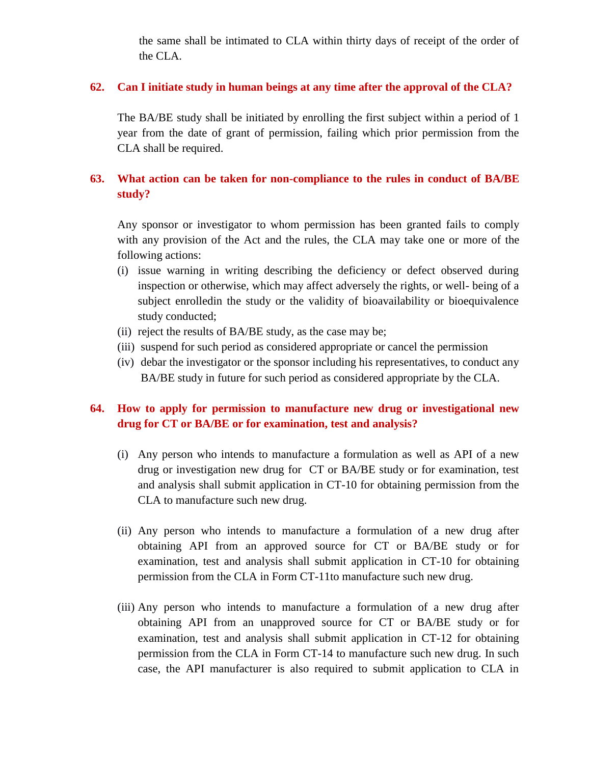the same shall be intimated to CLA within thirty days of receipt of the order of the CLA.

**62. Can I initiate study in human beings at any time after the approval of the CLA?**

The BA/BE study shall be initiated by enrolling the first subject within a period of 1 year from the date of grant of permission, failing which prior permission from the CLA shall be required.

**63. What action can be taken for non-compliance to the rules in conduct of BA/BE study?**

Any sponsor or investigator to whom permission has been granted fails to comply with any provision of the Act and the rules, the CLA may take one or more of the following actions:

(i) issue warning in writing describing the deficiency or defect observed during inspection or otherwise, which may affect adversely the rights, or well- being of a subject enrolledin the study or the validity of bioavailability or bioequivalence study conducted;

(ii) reject the results of BA/BE study, as the case may be;

(iii) suspend for such period as considered appropriate or cancel the permission

(iv) debar the investigator or the sponsor including his representatives, to conduct any BA/BE study in future for such period as considered appropriate by the CLA.

**64. How to apply for permission to manufacture new drug or investigational new drug for CT or BA/BE or for examination, test and analysis?**

(i) Any person who intends to manufacture a formulation as well as API of a new drug or investigation new drug for CT or BA/BE study or for examination, test and analysis shall submit application in CT-10 for obtaining permission from the CLA to manufacture such new drug.

(ii) Any person who intends to manufacture a formulation of a new drug after obtaining API from an approved source for CT or BA/BE study or for examination, test and analysis shall submit application in CT-10 for obtaining permission from the CLA in Form CT-11to manufacture such new drug.

(iii) Any person who intends to manufacture a formulation of a new drug after obtaining API from an unapproved source for CT or BA/BE study or for examination, test and analysis shall submit application in CT-12 for obtaining permission from the CLA in Form CT-14 to manufacture such new drug. In such case, the API manufacturer is also required to submit application to CLA in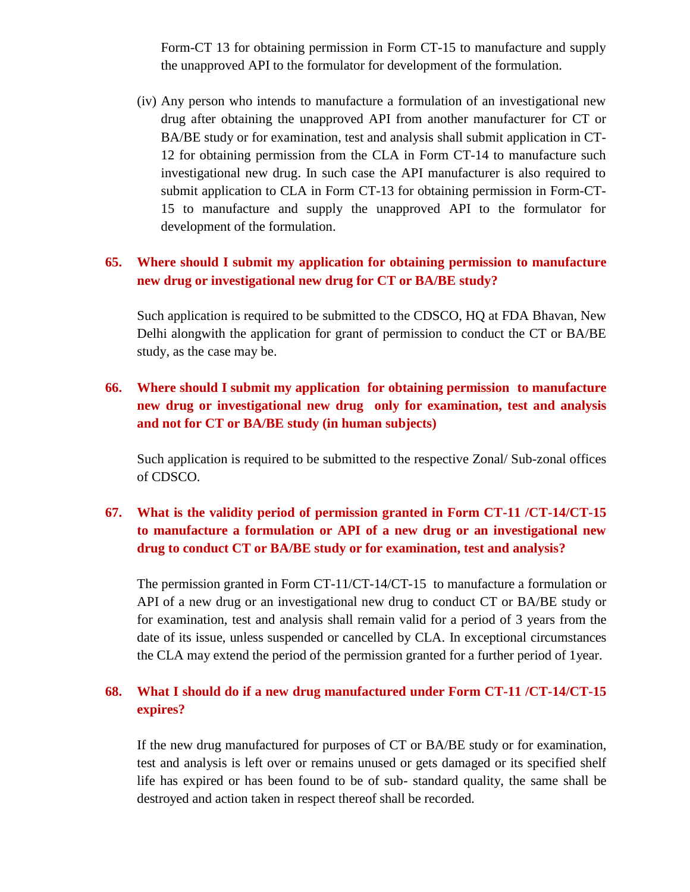Form-CT 13 for obtaining permission in Form CT-15 to manufacture and supply the unapproved API to the formulator for development of the formulation.

(iv) Any person who intends to manufacture a formulation of an investigational new drug after obtaining the unapproved API from another manufacturer for CT or BA/BE study or for examination, test and analysis shall submit application in CT-12 for obtaining permission from the CLA in Form CT-14 to manufacture such investigational new drug. In such case the API manufacturer is also required to submit application to CLA in Form CT-13 for obtaining permission in Form-CT-15 to manufacture and supply the unapproved API to the formulator for development of the formulation.

**65. Where should I submit my application for obtaining permission to manufacture new drug or investigational new drug for CT or BA/BE study?**

Such application is required to be submitted to the CDSCO, HQ at FDA Bhavan, New Delhi alongwith the application for grant of permission to conduct the CT or BA/BE study, as the case may be.

**66. Where should I submit my application for obtaining permission to manufacture new drug or investigational new drug only for examination, test and analysis and not for CT or BA/BE study (in human subjects)**

Such application is required to be submitted to the respective Zonal/ Sub-zonal offices of CDSCO.

**67. What is the validity period of permission granted in Form CT-11 /CT-14/CT-15 to manufacture a formulation or API of a new drug or an investigational new drug to conduct CT or BA/BE study or for examination, test and analysis?**

The permission granted in Form CT-11/CT-14/CT-15 to manufacture a formulation or API of a new drug or an investigational new drug to conduct CT or BA/BE study or for examination, test and analysis shall remain valid for a period of 3 years from the date of its issue, unless suspended or cancelled by CLA. In exceptional circumstances the CLA may extend the period of the permission granted for a further period of 1year.

**68. What I should do if a new drug manufactured under Form CT-11 /CT-14/CT-15 expires?**

If the new drug manufactured for purposes of CT or BA/BE study or for examination, test and analysis is left over or remains unused or gets damaged or its specified shelf life has expired or has been found to be of sub- standard quality, the same shall be destroyed and action taken in respect thereof shall be recorded.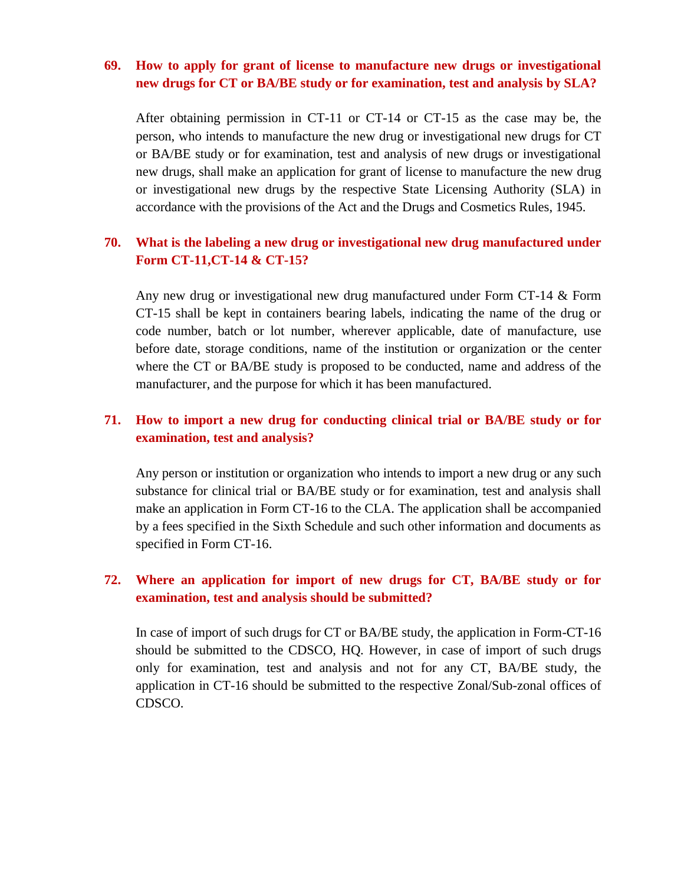### 69. How to apply for grant of license to manufacture new drugs or investigational new drugs for CT or BA/BE study or for examination, test and analysis by SLA?

After obtaining permission in CT-11 or CT-14 or CT-15 as the case may be, the person, who intends to manufacture the new drug or investigational new drugs for CT or BA/BE study or for examination, test and analysis of new drugs or investigational new drugs, shall make an application for grant of license to manufacture the new drug or investigational new drugs by the respective State Licensing Authority (SLA) in accordance with the provisions of the Act and the Drugs and Cosmetics Rules, 1945.

### 70. What is the labeling a new drug or investigational new drug manufactured under Form CT-11,CT-14 & CT-15?

Any new drug or investigational new drug manufactured under Form CT-14 & Form CT-15 shall be kept in containers bearing labels, indicating the name of the drug or code number, batch or lot number, wherever applicable, date of manufacture, use before date, storage conditions, name of the institution or organization or the center where the CT or BA/BE study is proposed to be conducted, name and address of the manufacturer, and the purpose for which it has been manufactured.

### 71. How to import a new drug for conducting clinical trial or BA/BE study or for examination, test and analysis?

Any person or institution or organization who intends to import a new drug or any such substance for clinical trial or BA/BE study or for examination, test and analysis shall make an application in Form CT-16 to the CLA. The application shall be accompanied by a fees specified in the Sixth Schedule and such other information and documents as specified in Form CT-16.

### 72. Where an application for import of new drugs for CT, BA/BE study or for examination, test and analysis should be submitted?

In case of import of such drugs for CT or BA/BE study, the application in Form-CT-16 should be submitted to the CDSCO, HQ. However, in case of import of such drugs only for examination, test and analysis and not for any CT, BA/BE study, the application in CT-16 should be submitted to the respective Zonal/Sub-zonal offices of CDSCO.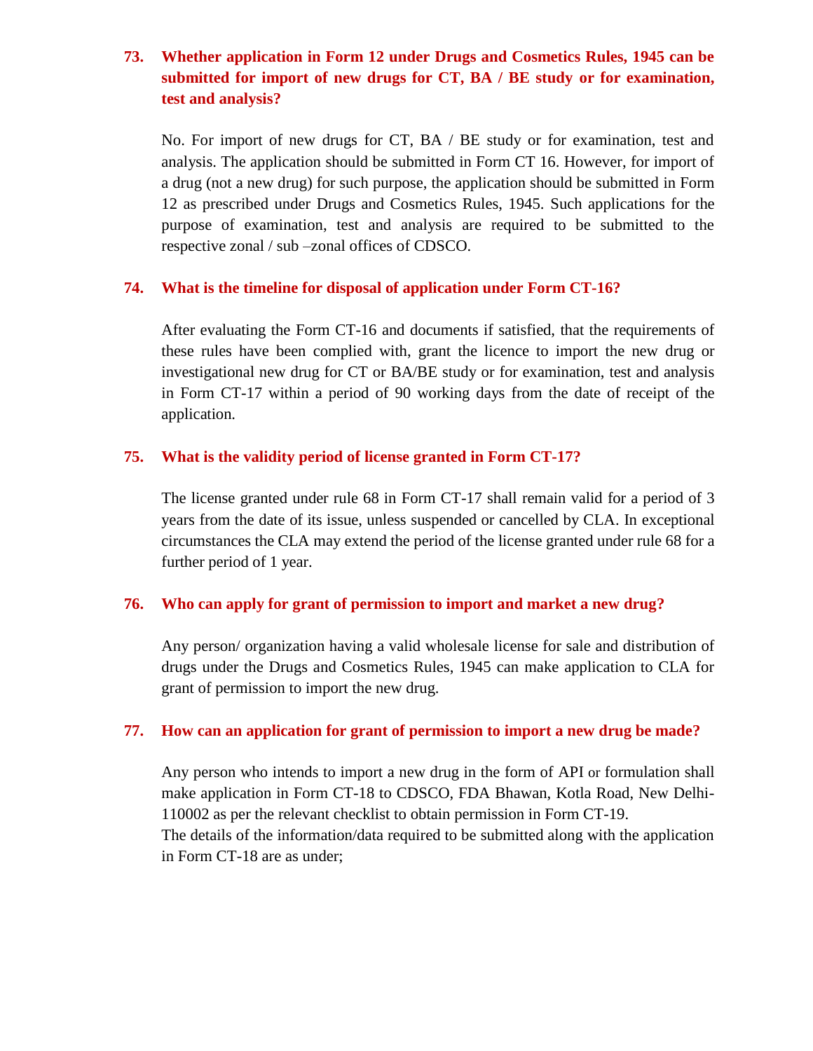**73. Whether application in Form 12 under Drugs and Cosmetics Rules, 1945 can be submitted for import of new drugs for CT, BA / BE study or for examination, test and analysis?**

No. For import of new drugs for CT, BA / BE study or for examination, test and analysis. The application should be submitted in Form CT 16. However, for import of a drug (not a new drug) for such purpose, the application should be submitted in Form 12 as prescribed under Drugs and Cosmetics Rules, 1945. Such applications for the purpose of examination, test and analysis are required to be submitted to the respective zonal / sub –zonal offices of CDSCO.

**74. What is the timeline for disposal of application under Form CT-16?**

After evaluating the Form CT-16 and documents if satisfied, that the requirements of these rules have been complied with, grant the licence to import the new drug or investigational new drug for CT or BA/BE study or for examination, test and analysis in Form CT-17 within a period of 90 working days from the date of receipt of the application.

**75. What is the validity period of license granted in Form CT-17?**

The license granted under rule 68 in Form CT-17 shall remain valid for a period of 3 years from the date of its issue, unless suspended or cancelled by CLA. In exceptional circumstances the CLA may extend the period of the license granted under rule 68 for a further period of 1 year.

**76. Who can apply for grant of permission to import and market a new drug?**

Any person/ organization having a valid wholesale license for sale and distribution of drugs under the Drugs and Cosmetics Rules, 1945 can make application to CLA for grant of permission to import the new drug.

**77. How can an application for grant of permission to import a new drug be made?**

Any person who intends to import a new drug in the form of API or formulation shall make application in Form CT-18 to CDSCO, FDA Bhawan, Kotla Road, New Delhi-110002 as per the relevant checklist to obtain permission in Form CT-19.
The details of the information/data required to be submitted along with the application in Form CT-18 are as under;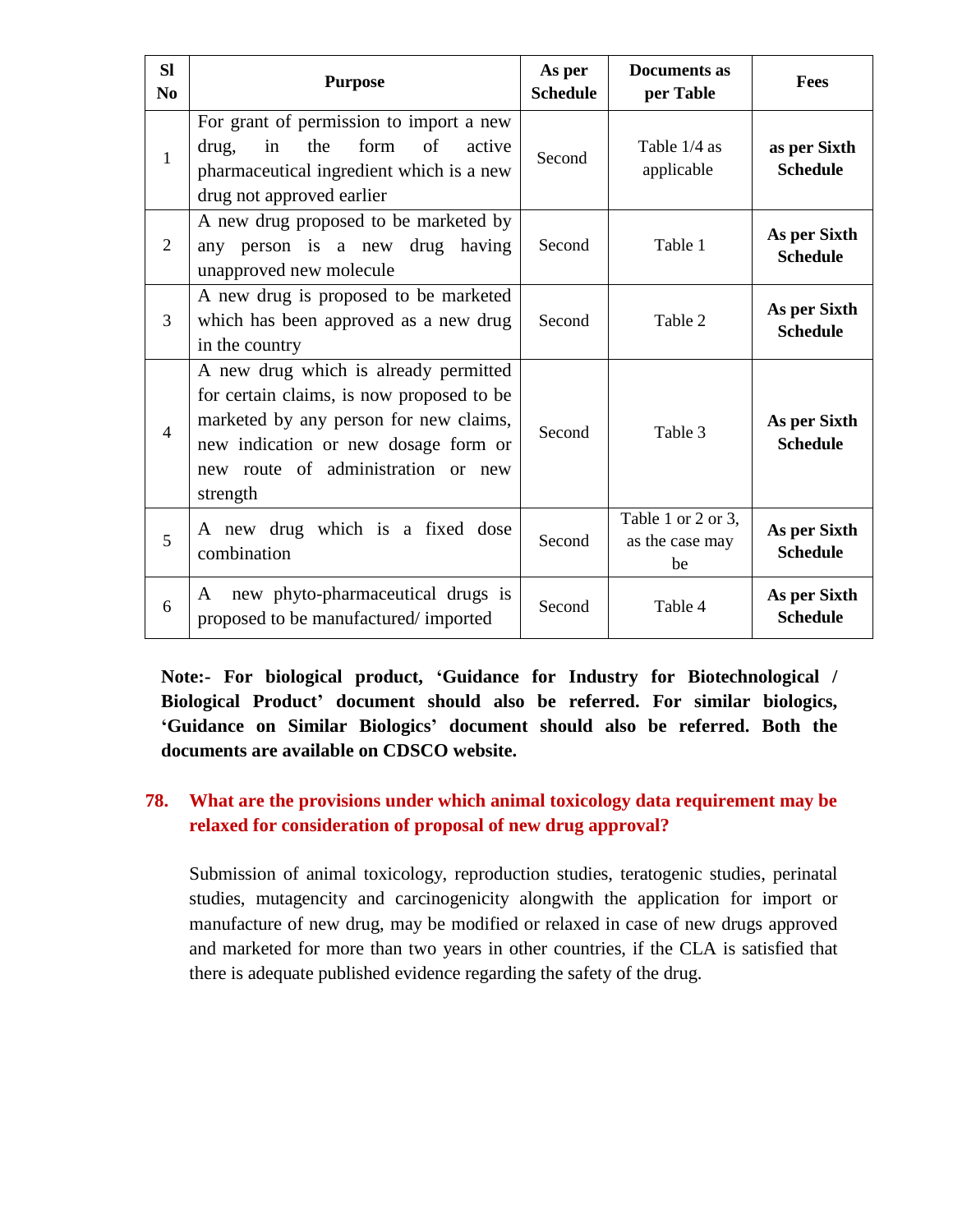| Sl No | Purpose | As per Schedule | Documents as per Table | Fees |
|---|---|---|---|---|
| 1 | For grant of permission to import a new drug, in the form of active pharmaceutical ingredient which is a new drug not approved earlier | Second | Table 1/4 as applicable | **as per Sixth Schedule** |
| 2 | A new drug proposed to be marketed by any person is a new drug having unapproved new molecule | Second | Table 1 | **As per Sixth Schedule** |
| 3 | A new drug is proposed to be marketed which has been approved as a new drug in the country | Second | Table 2 | **As per Sixth Schedule** |
| 4 | A new drug which is already permitted for certain claims, is now proposed to be marketed by any person for new claims, new indication or new dosage form or new route of administration or new strength | Second | Table 3 | **As per Sixth Schedule** |
| 5 | A new drug which is a fixed dose combination | Second | Table 1 or 2 or 3, as the case may be | **As per Sixth Schedule** |
| 6 | A new phyto-pharmaceutical drugs is proposed to be manufactured/ imported | Second | Table 4 | **As per Sixth Schedule** |

**Note:- For biological product, 'Guidance for Industry for Biotechnological / Biological Product' document should also be referred. For similar biologics, 'Guidance on Similar Biologics' document should also be referred. Both the documents are available on CDSCO website.**

**78. What are the provisions under which animal toxicology data requirement may be relaxed for consideration of proposal of new drug approval?**

Submission of animal toxicology, reproduction studies, teratogenic studies, perinatal studies, mutagencity and carcinogenicity alongwith the application for import or manufacture of new drug, may be modified or relaxed in case of new drugs approved and marketed for more than two years in other countries, if the CLA is satisfied that there is adequate published evidence regarding the safety of the drug.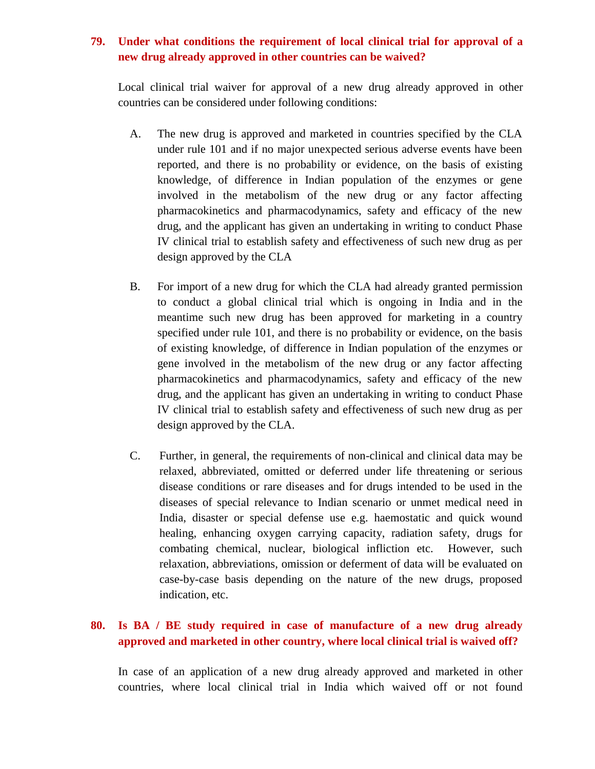### 79. Under what conditions the requirement of local clinical trial for approval of a new drug already approved in other countries can be waived?

Local clinical trial waiver for approval of a new drug already approved in other countries can be considered under following conditions:

A. The new drug is approved and marketed in countries specified by the CLA under rule 101 and if no major unexpected serious adverse events have been reported, and there is no probability or evidence, on the basis of existing knowledge, of difference in Indian population of the enzymes or gene involved in the metabolism of the new drug or any factor affecting pharmacokinetics and pharmacodynamics, safety and efficacy of the new drug, and the applicant has given an undertaking in writing to conduct Phase IV clinical trial to establish safety and effectiveness of such new drug as per design approved by the CLA

B. For import of a new drug for which the CLA had already granted permission to conduct a global clinical trial which is ongoing in India and in the meantime such new drug has been approved for marketing in a country specified under rule 101, and there is no probability or evidence, on the basis of existing knowledge, of difference in Indian population of the enzymes or gene involved in the metabolism of the new drug or any factor affecting pharmacokinetics and pharmacodynamics, safety and efficacy of the new drug, and the applicant has given an undertaking in writing to conduct Phase IV clinical trial to establish safety and effectiveness of such new drug as per design approved by the CLA.

C. Further, in general, the requirements of non-clinical and clinical data may be relaxed, abbreviated, omitted or deferred under life threatening or serious disease conditions or rare diseases and for drugs intended to be used in the diseases of special relevance to Indian scenario or unmet medical need in India, disaster or special defense use e.g. haemostatic and quick wound healing, enhancing oxygen carrying capacity, radiation safety, drugs for combating chemical, nuclear, biological infliction etc. However, such relaxation, abbreviations, omission or deferment of data will be evaluated on case-by-case basis depending on the nature of the new drugs, proposed indication, etc.

### 80. Is BA / BE study required in case of manufacture of a new drug already approved and marketed in other country, where local clinical trial is waived off?

In case of an application of a new drug already approved and marketed in other countries, where local clinical trial in India which waived off or not found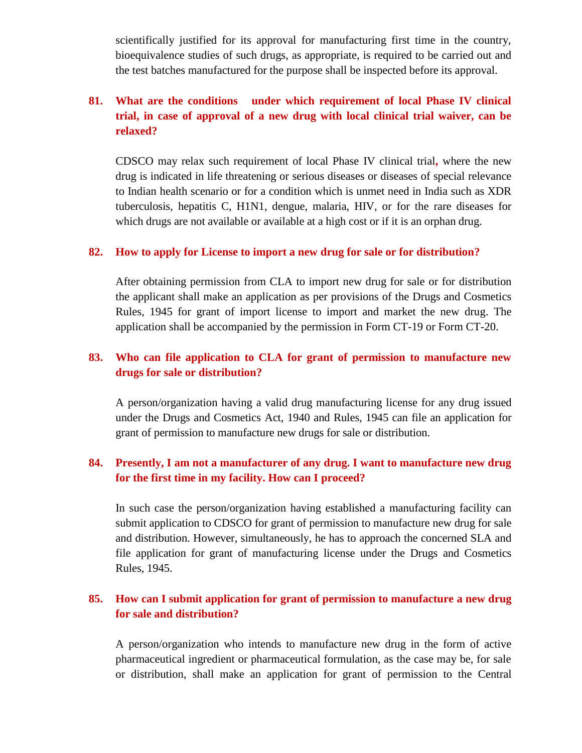scientifically justified for its approval for manufacturing first time in the country, bioequivalence studies of such drugs, as appropriate, is required to be carried out and the test batches manufactured for the purpose shall be inspected before its approval.

**81. What are the conditions under which requirement of local Phase IV clinical trial, in case of approval of a new drug with local clinical trial waiver, can be relaxed?**

CDSCO may relax such requirement of local Phase IV clinical trial, where the new drug is indicated in life threatening or serious diseases or diseases of special relevance to Indian health scenario or for a condition which is unmet need in India such as XDR tuberculosis, hepatitis C, H1N1, dengue, malaria, HIV, or for the rare diseases for which drugs are not available or available at a high cost or if it is an orphan drug.

**82. How to apply for License to import a new drug for sale or for distribution?**

After obtaining permission from CLA to import new drug for sale or for distribution the applicant shall make an application as per provisions of the Drugs and Cosmetics Rules, 1945 for grant of import license to import and market the new drug. The application shall be accompanied by the permission in Form CT-19 or Form CT-20.

**83. Who can file application to CLA for grant of permission to manufacture new drugs for sale or distribution?**

A person/organization having a valid drug manufacturing license for any drug issued under the Drugs and Cosmetics Act, 1940 and Rules, 1945 can file an application for grant of permission to manufacture new drugs for sale or distribution.

**84. Presently, I am not a manufacturer of any drug. I want to manufacture new drug for the first time in my facility. How can I proceed?**

In such case the person/organization having established a manufacturing facility can submit application to CDSCO for grant of permission to manufacture new drug for sale and distribution. However, simultaneously, he has to approach the concerned SLA and file application for grant of manufacturing license under the Drugs and Cosmetics Rules, 1945.

**85. How can I submit application for grant of permission to manufacture a new drug for sale and distribution?**

A person/organization who intends to manufacture new drug in the form of active pharmaceutical ingredient or pharmaceutical formulation, as the case may be, for sale or distribution, shall make an application for grant of permission to the Central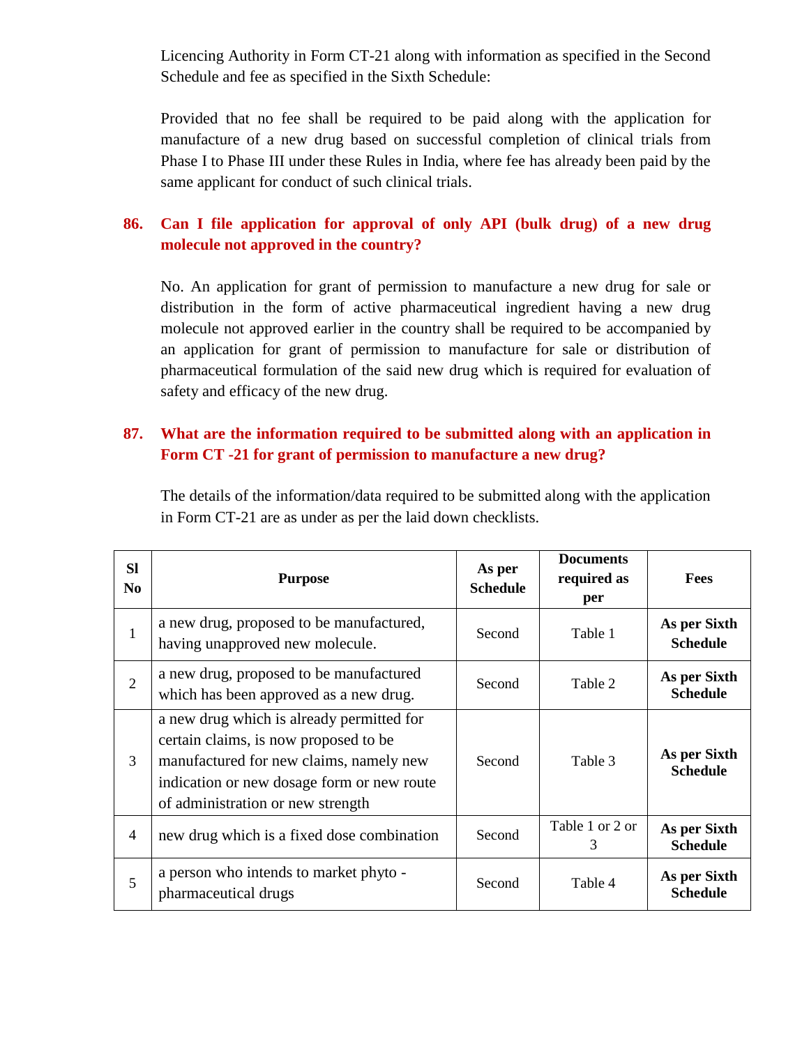Licencing Authority in Form CT-21 along with information as specified in the Second Schedule and fee as specified in the Sixth Schedule:

Provided that no fee shall be required to be paid along with the application for manufacture of a new drug based on successful completion of clinical trials from Phase I to Phase III under these Rules in India, where fee has already been paid by the same applicant for conduct of such clinical trials.

**86. Can I file application for approval of only API (bulk drug) of a new drug molecule not approved in the country?**

No. An application for grant of permission to manufacture a new drug for sale or distribution in the form of active pharmaceutical ingredient having a new drug molecule not approved earlier in the country shall be required to be accompanied by an application for grant of permission to manufacture for sale or distribution of pharmaceutical formulation of the said new drug which is required for evaluation of safety and efficacy of the new drug.

**87. What are the information required to be submitted along with an application in Form CT -21 for grant of permission to manufacture a new drug?**

The details of the information/data required to be submitted along with the application in Form CT-21 are as under as per the laid down checklists.

| Sl No | Purpose | As per Schedule | Documents required as per | Fees |
|---|---|---|---|---|
| 1 | a new drug, proposed to be manufactured, having unapproved new molecule. | Second | Table 1 | **As per Sixth Schedule** |
| 2 | a new drug, proposed to be manufactured which has been approved as a new drug. | Second | Table 2 | **As per Sixth Schedule** |
| 3 | a new drug which is already permitted for certain claims, is now proposed to be manufactured for new claims, namely new indication or new dosage form or new route of administration or new strength | Second | Table 3 | **As per Sixth Schedule** |
| 4 | new drug which is a fixed dose combination | Second | Table 1 or 2 or 3 | **As per Sixth Schedule** |
| 5 | a person who intends to market phyto - pharmaceutical drugs | Second | Table 4 | **As per Sixth Schedule** |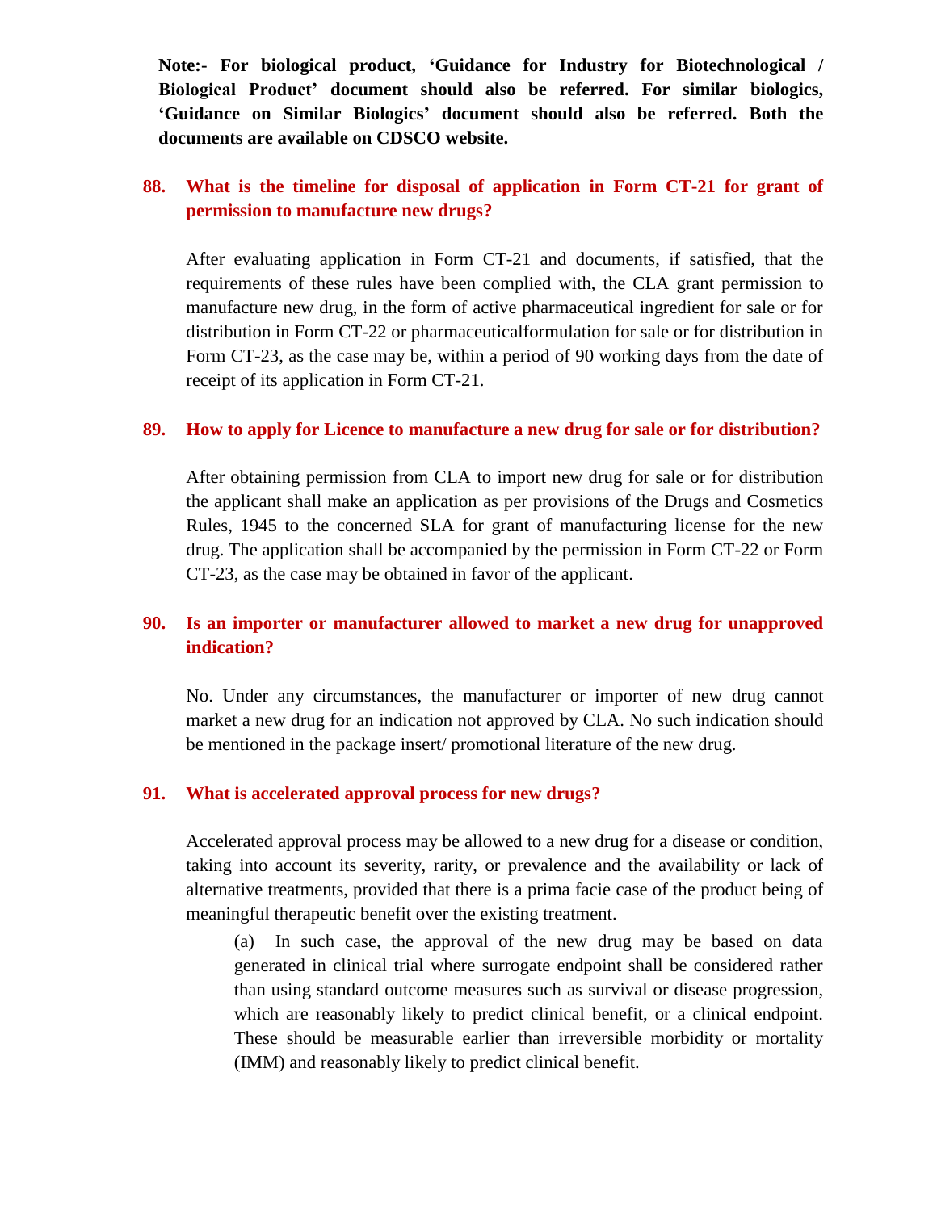**Note:- For biological product, 'Guidance for Industry for Biotechnological / Biological Product' document should also be referred. For similar biologics, 'Guidance on Similar Biologics' document should also be referred. Both the documents are available on CDSCO website.**

**88. What is the timeline for disposal of application in Form CT-21 for grant of permission to manufacture new drugs?**

After evaluating application in Form CT-21 and documents, if satisfied, that the requirements of these rules have been complied with, the CLA grant permission to manufacture new drug, in the form of active pharmaceutical ingredient for sale or for distribution in Form CT-22 or pharmaceuticalformulation for sale or for distribution in Form CT-23, as the case may be, within a period of 90 working days from the date of receipt of its application in Form CT-21.

**89. How to apply for Licence to manufacture a new drug for sale or for distribution?**

After obtaining permission from CLA to import new drug for sale or for distribution the applicant shall make an application as per provisions of the Drugs and Cosmetics Rules, 1945 to the concerned SLA for grant of manufacturing license for the new drug. The application shall be accompanied by the permission in Form CT-22 or Form CT-23, as the case may be obtained in favor of the applicant.

**90. Is an importer or manufacturer allowed to market a new drug for unapproved indication?**

No. Under any circumstances, the manufacturer or importer of new drug cannot market a new drug for an indication not approved by CLA. No such indication should be mentioned in the package insert/ promotional literature of the new drug.

**91. What is accelerated approval process for new drugs?**

Accelerated approval process may be allowed to a new drug for a disease or condition, taking into account its severity, rarity, or prevalence and the availability or lack of alternative treatments, provided that there is a prima facie case of the product being of meaningful therapeutic benefit over the existing treatment.

(a) In such case, the approval of the new drug may be based on data generated in clinical trial where surrogate endpoint shall be considered rather than using standard outcome measures such as survival or disease progression, which are reasonably likely to predict clinical benefit, or a clinical endpoint. These should be measurable earlier than irreversible morbidity or mortality (IMM) and reasonably likely to predict clinical benefit.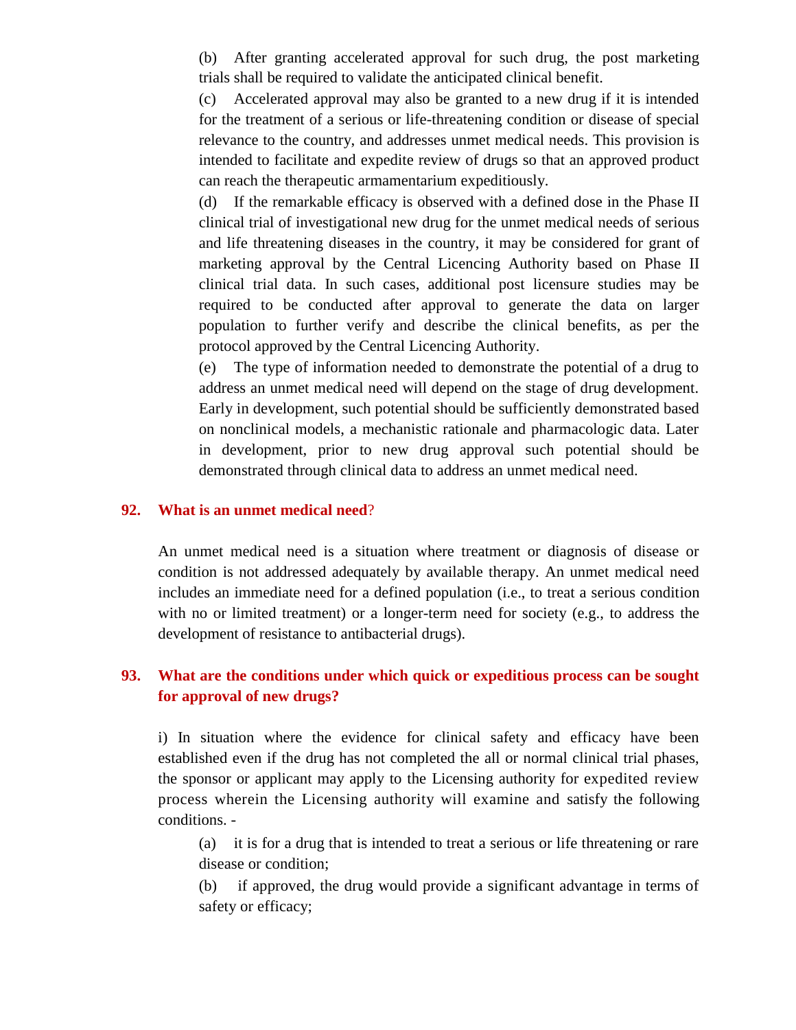(b) After granting accelerated approval for such drug, the post marketing trials shall be required to validate the anticipated clinical benefit.

(c) Accelerated approval may also be granted to a new drug if it is intended for the treatment of a serious or life-threatening condition or disease of special relevance to the country, and addresses unmet medical needs. This provision is intended to facilitate and expedite review of drugs so that an approved product can reach the therapeutic armamentarium expeditiously.

(d) If the remarkable efficacy is observed with a defined dose in the Phase II clinical trial of investigational new drug for the unmet medical needs of serious and life threatening diseases in the country, it may be considered for grant of marketing approval by the Central Licencing Authority based on Phase II clinical trial data. In such cases, additional post licensure studies may be required to be conducted after approval to generate the data on larger population to further verify and describe the clinical benefits, as per the protocol approved by the Central Licencing Authority.

(e) The type of information needed to demonstrate the potential of a drug to address an unmet medical need will depend on the stage of drug development. Early in development, such potential should be sufficiently demonstrated based on nonclinical models, a mechanistic rationale and pharmacologic data. Later in development, prior to new drug approval such potential should be demonstrated through clinical data to address an unmet medical need.

### 92. What is an unmet medical need?

An unmet medical need is a situation where treatment or diagnosis of disease or condition is not addressed adequately by available therapy. An unmet medical need includes an immediate need for a defined population (i.e., to treat a serious condition with no or limited treatment) or a longer-term need for society (e.g., to address the development of resistance to antibacterial drugs).

### 93. What are the conditions under which quick or expeditious process can be sought for approval of new drugs?

i) In situation where the evidence for clinical safety and efficacy have been established even if the drug has not completed the all or normal clinical trial phases, the sponsor or applicant may apply to the Licensing authority for expedited review process wherein the Licensing authority will examine and satisfy the following conditions. -

(a) it is for a drug that is intended to treat a serious or life threatening or rare disease or condition;

(b) if approved, the drug would provide a significant advantage in terms of safety or efficacy;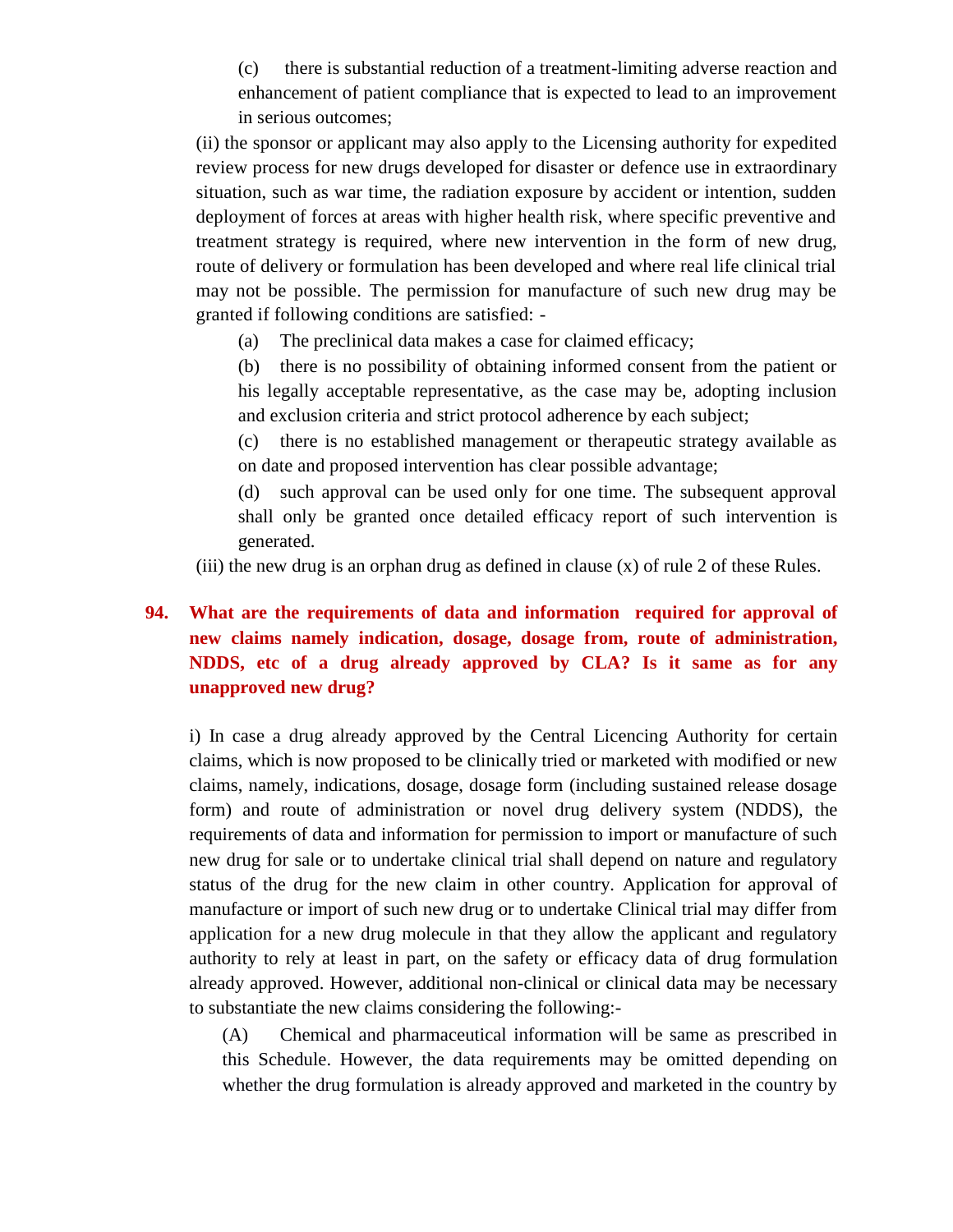(c) there is substantial reduction of a treatment-limiting adverse reaction and enhancement of patient compliance that is expected to lead to an improvement in serious outcomes;

(ii) the sponsor or applicant may also apply to the Licensing authority for expedited review process for new drugs developed for disaster or defence use in extraordinary situation, such as war time, the radiation exposure by accident or intention, sudden deployment of forces at areas with higher health risk, where specific preventive and treatment strategy is required, where new intervention in the form of new drug, route of delivery or formulation has been developed and where real life clinical trial may not be possible. The permission for manufacture of such new drug may be granted if following conditions are satisfied: -

(a) The preclinical data makes a case for claimed efficacy;

(b) there is no possibility of obtaining informed consent from the patient or his legally acceptable representative, as the case may be, adopting inclusion and exclusion criteria and strict protocol adherence by each subject;

(c) there is no established management or therapeutic strategy available as on date and proposed intervention has clear possible advantage;

(d) such approval can be used only for one time. The subsequent approval shall only be granted once detailed efficacy report of such intervention is generated.

(iii) the new drug is an orphan drug as defined in clause (x) of rule 2 of these Rules.

## 94. What are the requirements of data and information required for approval of new claims namely indication, dosage, dosage from, route of administration, NDDS, etc of a drug already approved by CLA? Is it same as for any unapproved new drug?

i) In case a drug already approved by the Central Licencing Authority for certain claims, which is now proposed to be clinically tried or marketed with modified or new claims, namely, indications, dosage, dosage form (including sustained release dosage form) and route of administration or novel drug delivery system (NDDS), the requirements of data and information for permission to import or manufacture of such new drug for sale or to undertake clinical trial shall depend on nature and regulatory status of the drug for the new claim in other country. Application for approval of manufacture or import of such new drug or to undertake Clinical trial may differ from application for a new drug molecule in that they allow the applicant and regulatory authority to rely at least in part, on the safety or efficacy data of drug formulation already approved. However, additional non-clinical or clinical data may be necessary to substantiate the new claims considering the following:-

(A) Chemical and pharmaceutical information will be same as prescribed in this Schedule. However, the data requirements may be omitted depending on whether the drug formulation is already approved and marketed in the country by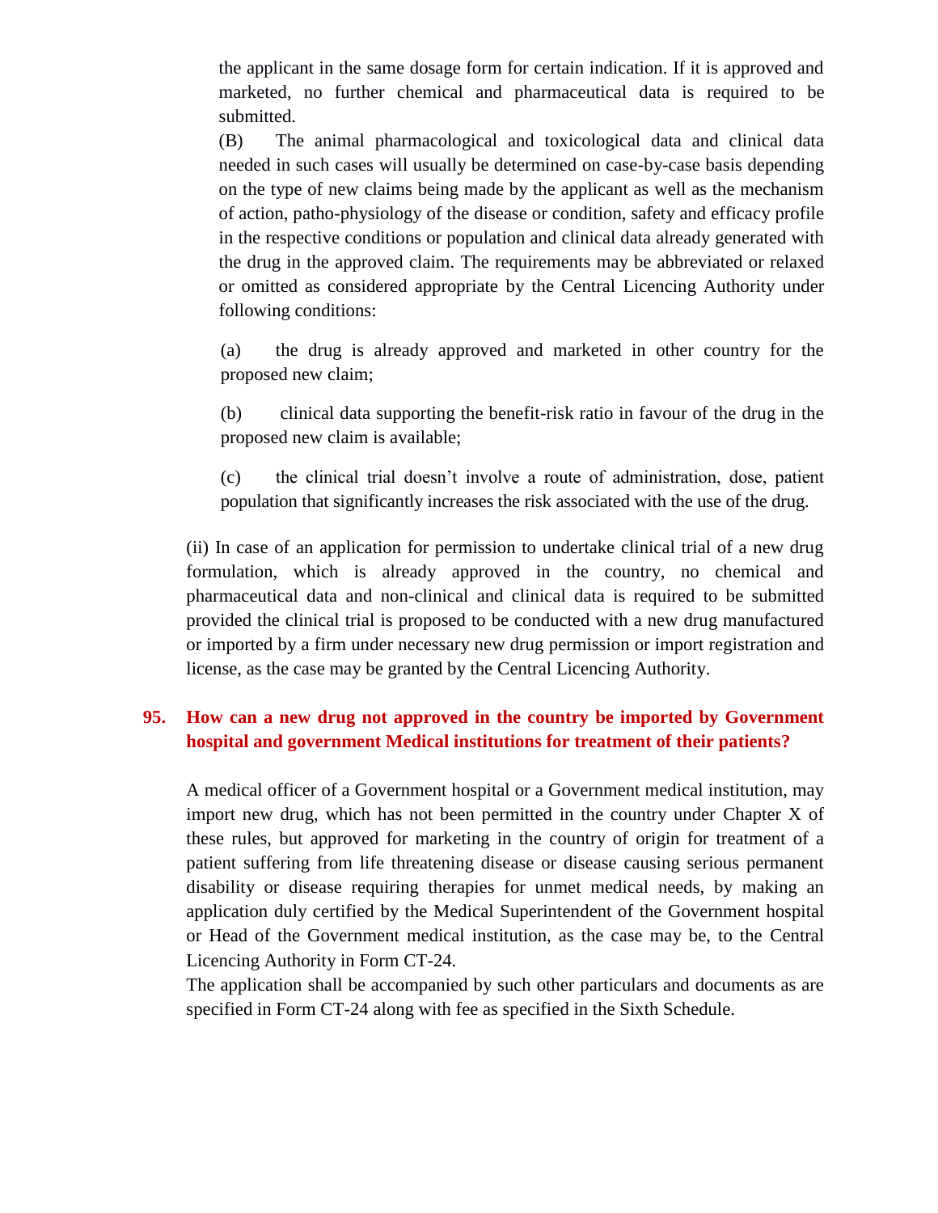the applicant in the same dosage form for certain indication. If it is approved and marketed, no further chemical and pharmaceutical data is required to be submitted.

(B) The animal pharmacological and toxicological data and clinical data needed in such cases will usually be determined on case-by-case basis depending on the type of new claims being made by the applicant as well as the mechanism of action, patho-physiology of the disease or condition, safety and efficacy profile in the respective conditions or population and clinical data already generated with the drug in the approved claim. The requirements may be abbreviated or relaxed or omitted as considered appropriate by the Central Licencing Authority under following conditions:

(a) the drug is already approved and marketed in other country for the proposed new claim;

(b) clinical data supporting the benefit-risk ratio in favour of the drug in the proposed new claim is available;

(c) the clinical trial doesn't involve a route of administration, dose, patient population that significantly increases the risk associated with the use of the drug.

(ii) In case of an application for permission to undertake clinical trial of a new drug formulation, which is already approved in the country, no chemical and pharmaceutical data and non-clinical and clinical data is required to be submitted provided the clinical trial is proposed to be conducted with a new drug manufactured or imported by a firm under necessary new drug permission or import registration and license, as the case may be granted by the Central Licencing Authority.

## 95. How can a new drug not approved in the country be imported by Government hospital and government Medical institutions for treatment of their patients?

A medical officer of a Government hospital or a Government medical institution, may import new drug, which has not been permitted in the country under Chapter X of these rules, but approved for marketing in the country of origin for treatment of a patient suffering from life threatening disease or disease causing serious permanent disability or disease requiring therapies for unmet medical needs, by making an application duly certified by the Medical Superintendent of the Government hospital or Head of the Government medical institution, as the case may be, to the Central Licencing Authority in Form CT-24.

The application shall be accompanied by such other particulars and documents as are specified in Form CT-24 along with fee as specified in the Sixth Schedule.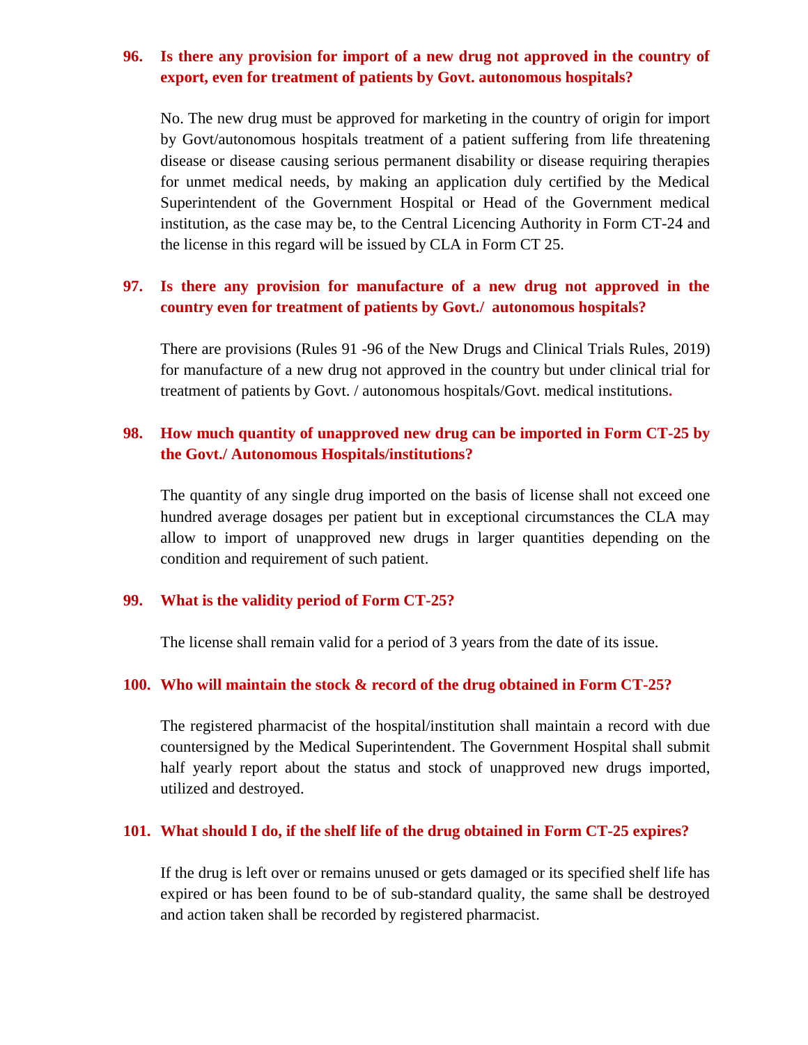**96. Is there any provision for import of a new drug not approved in the country of export, even for treatment of patients by Govt. autonomous hospitals?**

No. The new drug must be approved for marketing in the country of origin for import by Govt/autonomous hospitals treatment of a patient suffering from life threatening disease or disease causing serious permanent disability or disease requiring therapies for unmet medical needs, by making an application duly certified by the Medical Superintendent of the Government Hospital or Head of the Government medical institution, as the case may be, to the Central Licencing Authority in Form CT-24 and the license in this regard will be issued by CLA in Form CT 25.

**97. Is there any provision for manufacture of a new drug not approved in the country even for treatment of patients by Govt./ autonomous hospitals?**

There are provisions (Rules 91 -96 of the New Drugs and Clinical Trials Rules, 2019) for manufacture of a new drug not approved in the country but under clinical trial for treatment of patients by Govt. / autonomous hospitals/Govt. medical institutions.

**98. How much quantity of unapproved new drug can be imported in Form CT-25 by the Govt./ Autonomous Hospitals/institutions?**

The quantity of any single drug imported on the basis of license shall not exceed one hundred average dosages per patient but in exceptional circumstances the CLA may allow to import of unapproved new drugs in larger quantities depending on the condition and requirement of such patient.

**99. What is the validity period of Form CT-25?**

The license shall remain valid for a period of 3 years from the date of its issue.

**100. Who will maintain the stock & record of the drug obtained in Form CT-25?**

The registered pharmacist of the hospital/institution shall maintain a record with due countersigned by the Medical Superintendent. The Government Hospital shall submit half yearly report about the status and stock of unapproved new drugs imported, utilized and destroyed.

**101. What should I do, if the shelf life of the drug obtained in Form CT-25 expires?**

If the drug is left over or remains unused or gets damaged or its specified shelf life has expired or has been found to be of sub-standard quality, the same shall be destroyed and action taken shall be recorded by registered pharmacist.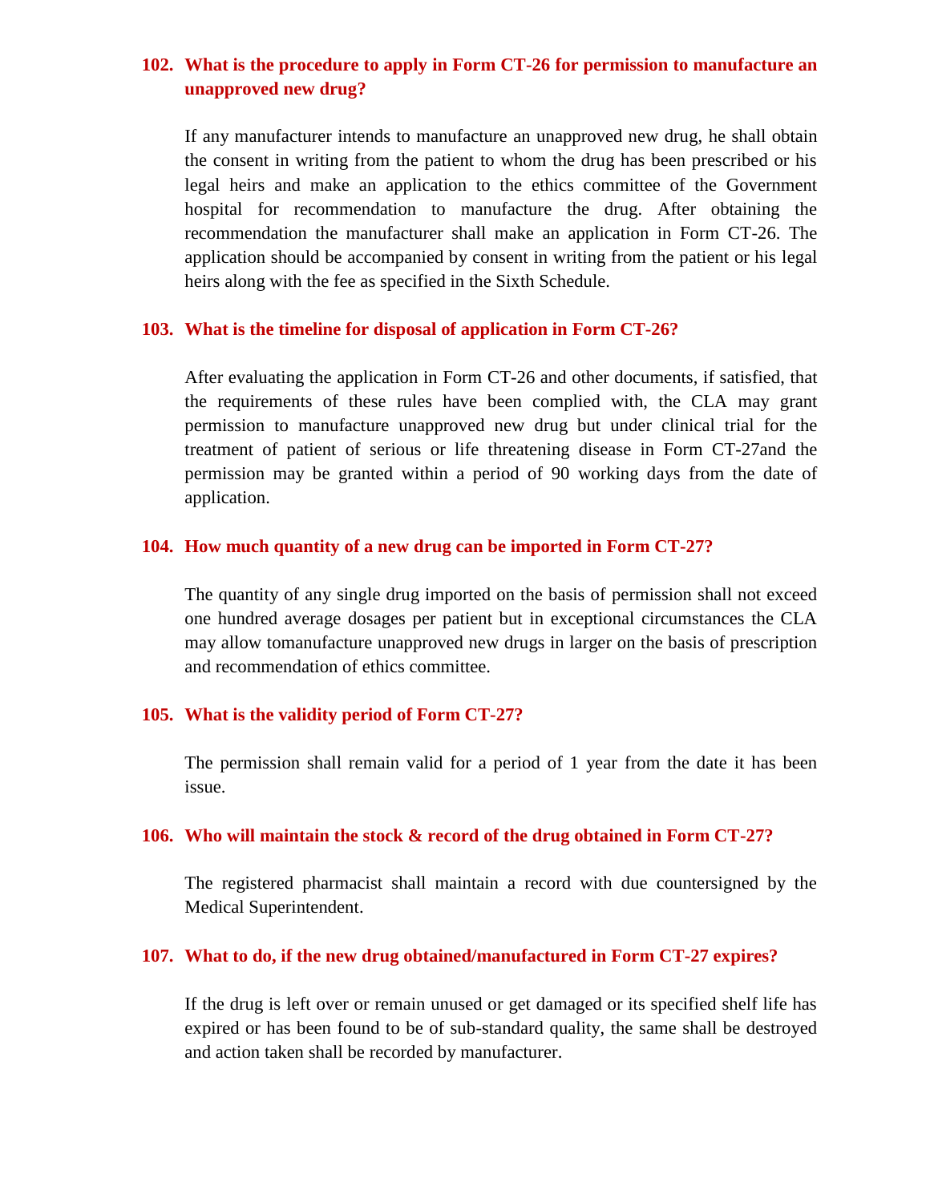**102. What is the procedure to apply in Form CT-26 for permission to manufacture an unapproved new drug?**

If any manufacturer intends to manufacture an unapproved new drug, he shall obtain the consent in writing from the patient to whom the drug has been prescribed or his legal heirs and make an application to the ethics committee of the Government hospital for recommendation to manufacture the drug. After obtaining the recommendation the manufacturer shall make an application in Form CT-26. The application should be accompanied by consent in writing from the patient or his legal heirs along with the fee as specified in the Sixth Schedule.

**103. What is the timeline for disposal of application in Form CT-26?**

After evaluating the application in Form CT-26 and other documents, if satisfied, that the requirements of these rules have been complied with, the CLA may grant permission to manufacture unapproved new drug but under clinical trial for the treatment of patient of serious or life threatening disease in Form CT-27and the permission may be granted within a period of 90 working days from the date of application.

**104. How much quantity of a new drug can be imported in Form CT-27?**

The quantity of any single drug imported on the basis of permission shall not exceed one hundred average dosages per patient but in exceptional circumstances the CLA may allow tomanufacture unapproved new drugs in larger on the basis of prescription and recommendation of ethics committee.

**105. What is the validity period of Form CT-27?**

The permission shall remain valid for a period of 1 year from the date it has been issue.

**106. Who will maintain the stock & record of the drug obtained in Form CT-27?**

The registered pharmacist shall maintain a record with due countersigned by the Medical Superintendent.

**107. What to do, if the new drug obtained/manufactured in Form CT-27 expires?**

If the drug is left over or remain unused or get damaged or its specified shelf life has expired or has been found to be of sub-standard quality, the same shall be destroyed and action taken shall be recorded by manufacturer.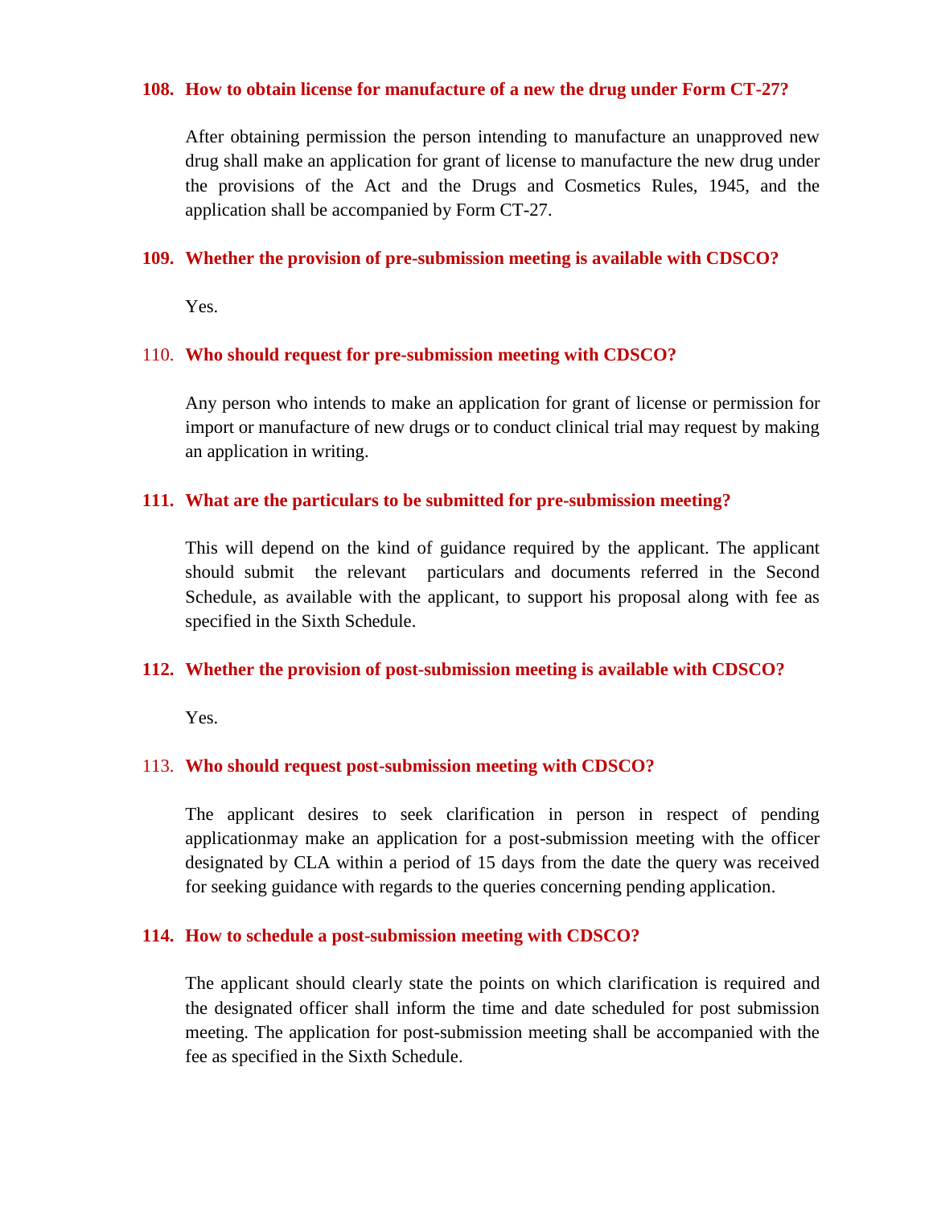**108. How to obtain license for manufacture of a new the drug under Form CT-27?**

After obtaining permission the person intending to manufacture an unapproved new drug shall make an application for grant of license to manufacture the new drug under the provisions of the Act and the Drugs and Cosmetics Rules, 1945, and the application shall be accompanied by Form CT-27.

**109. Whether the provision of pre-submission meeting is available with CDSCO?**

Yes.

**110. Who should request for pre-submission meeting with CDSCO?**

Any person who intends to make an application for grant of license or permission for import or manufacture of new drugs or to conduct clinical trial may request by making an application in writing.

**111. What are the particulars to be submitted for pre-submission meeting?**

This will depend on the kind of guidance required by the applicant. The applicant should submit the relevant particulars and documents referred in the Second Schedule, as available with the applicant, to support his proposal along with fee as specified in the Sixth Schedule.

**112. Whether the provision of post-submission meeting is available with CDSCO?**

Yes.

**113. Who should request post-submission meeting with CDSCO?**

The applicant desires to seek clarification in person in respect of pending applicationmay make an application for a post-submission meeting with the officer designated by CLA within a period of 15 days from the date the query was received for seeking guidance with regards to the queries concerning pending application.

**114. How to schedule a post-submission meeting with CDSCO?**

The applicant should clearly state the points on which clarification is required and the designated officer shall inform the time and date scheduled for post submission meeting. The application for post-submission meeting shall be accompanied with the fee as specified in the Sixth Schedule.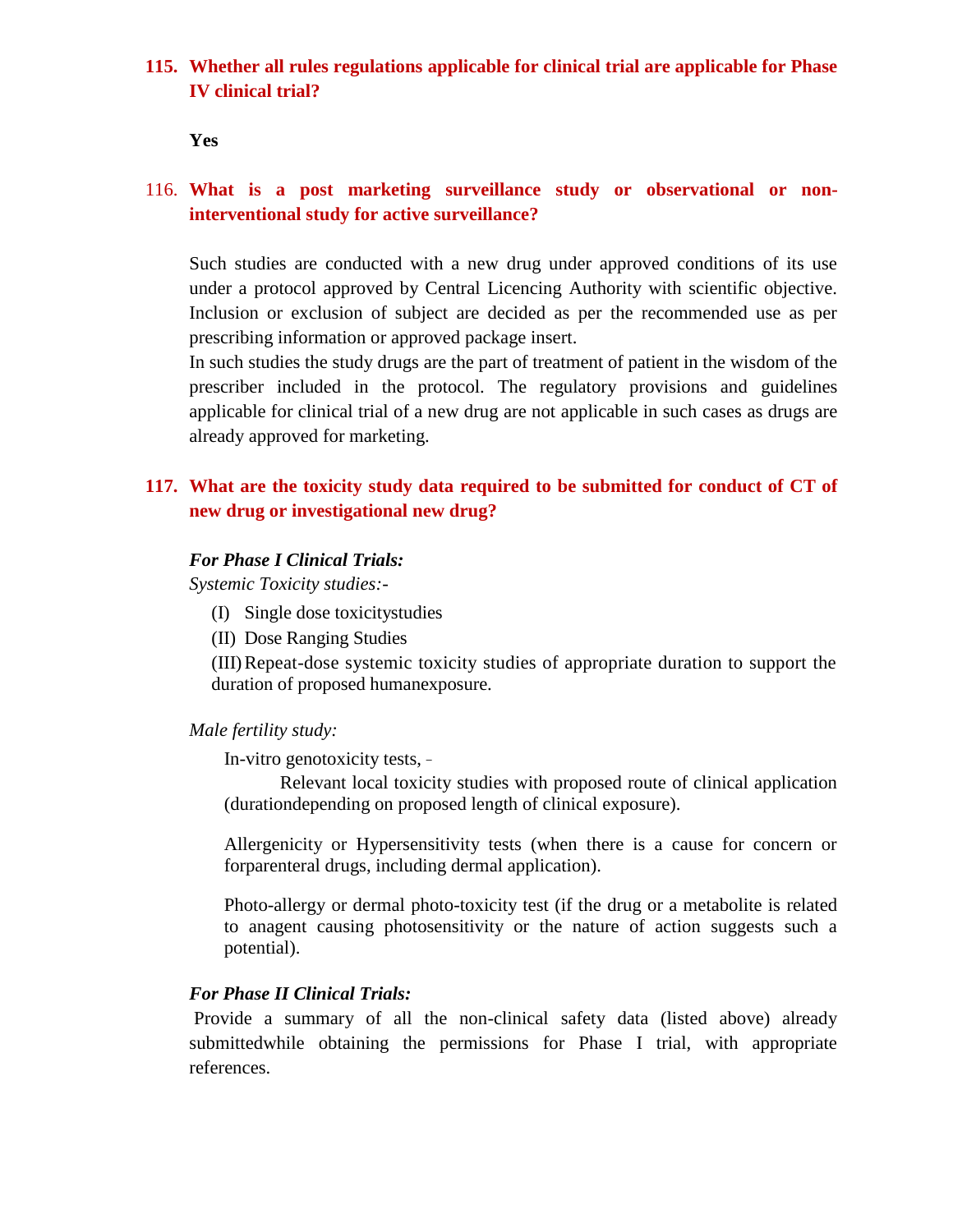**115. Whether all rules regulations applicable for clinical trial are applicable for Phase IV clinical trial?**

**Yes**

116. **What is a post marketing surveillance study or observational or non-interventional study for active surveillance?**

Such studies are conducted with a new drug under approved conditions of its use under a protocol approved by Central Licencing Authority with scientific objective. Inclusion or exclusion of subject are decided as per the recommended use as per prescribing information or approved package insert.

In such studies the study drugs are the part of treatment of patient in the wisdom of the prescriber included in the protocol. The regulatory provisions and guidelines applicable for clinical trial of a new drug are not applicable in such cases as drugs are already approved for marketing.

**117. What are the toxicity study data required to be submitted for conduct of CT of new drug or investigational new drug?**

***For Phase I Clinical Trials:***

*Systemic Toxicity studies:-*

(I) Single dose toxicitystudies

(II) Dose Ranging Studies

(III) Repeat-dose systemic toxicity studies of appropriate duration to support the duration of proposed humanexposure.

*Male fertility study:*

In-vitro genotoxicity tests, -

Relevant local toxicity studies with proposed route of clinical application (durationdepending on proposed length of clinical exposure).

Allergenicity or Hypersensitivity tests (when there is a cause for concern or forparenteral drugs, including dermal application).

Photo-allergy or dermal photo-toxicity test (if the drug or a metabolite is related to anagent causing photosensitivity or the nature of action suggests such a potential).

***For Phase II Clinical Trials:***

Provide a summary of all the non-clinical safety data (listed above) already submittedwhile obtaining the permissions for Phase I trial, with appropriate references.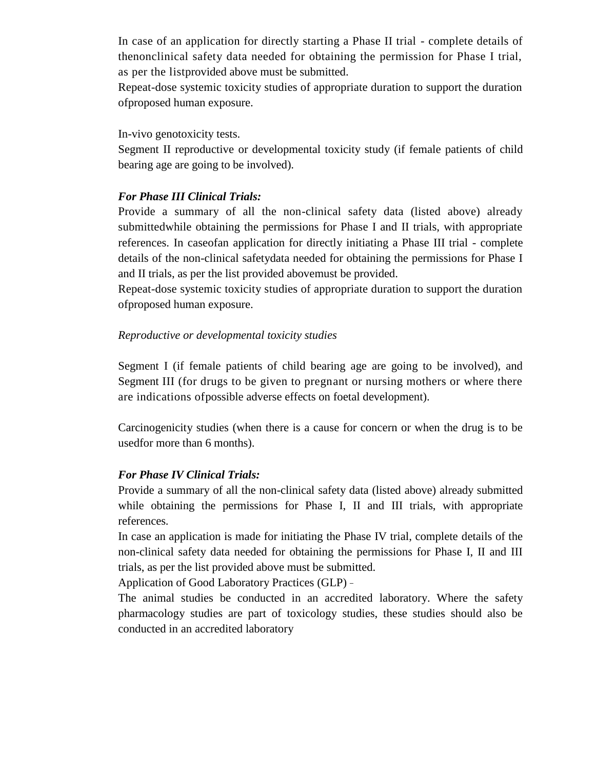In case of an application for directly starting a Phase II trial - complete details of thenonclinical safety data needed for obtaining the permission for Phase I trial, as per the listprovided above must be submitted.

Repeat-dose systemic toxicity studies of appropriate duration to support the duration ofproposed human exposure.

In-vivo genotoxicity tests.

Segment II reproductive or developmental toxicity study (if female patients of child bearing age are going to be involved).

***For Phase III Clinical Trials:***

Provide a summary of all the non-clinical safety data (listed above) already submittedwhile obtaining the permissions for Phase I and II trials, with appropriate references. In caseofan application for directly initiating a Phase III trial - complete details of the non-clinical safetydata needed for obtaining the permissions for Phase I and II trials, as per the list provided abovemust be provided.

Repeat-dose systemic toxicity studies of appropriate duration to support the duration ofproposed human exposure.

*Reproductive or developmental toxicity studies*

Segment I (if female patients of child bearing age are going to be involved), and Segment III (for drugs to be given to pregnant or nursing mothers or where there are indications ofpossible adverse effects on foetal development).

Carcinogenicity studies (when there is a cause for concern or when the drug is to be usedfor more than 6 months).

***For Phase IV Clinical Trials:***

Provide a summary of all the non-clinical safety data (listed above) already submitted while obtaining the permissions for Phase I, II and III trials, with appropriate references.

In case an application is made for initiating the Phase IV trial, complete details of the non-clinical safety data needed for obtaining the permissions for Phase I, II and III trials, as per the list provided above must be submitted.

Application of Good Laboratory Practices (GLP) -

The animal studies be conducted in an accredited laboratory. Where the safety pharmacology studies are part of toxicology studies, these studies should also be conducted in an accredited laboratory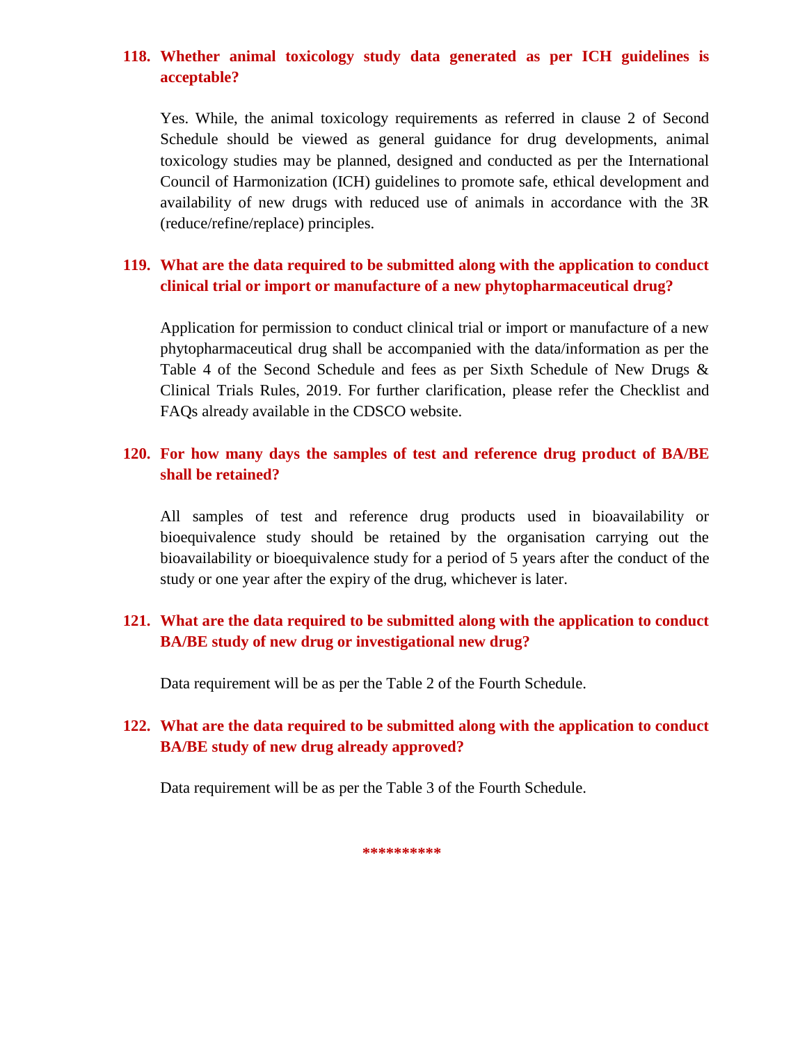**118. Whether animal toxicology study data generated as per ICH guidelines is acceptable?**

Yes. While, the animal toxicology requirements as referred in clause 2 of Second Schedule should be viewed as general guidance for drug developments, animal toxicology studies may be planned, designed and conducted as per the International Council of Harmonization (ICH) guidelines to promote safe, ethical development and availability of new drugs with reduced use of animals in accordance with the 3R (reduce/refine/replace) principles.

**119. What are the data required to be submitted along with the application to conduct clinical trial or import or manufacture of a new phytopharmaceutical drug?**

Application for permission to conduct clinical trial or import or manufacture of a new phytopharmaceutical drug shall be accompanied with the data/information as per the Table 4 of the Second Schedule and fees as per Sixth Schedule of New Drugs & Clinical Trials Rules, 2019. For further clarification, please refer the Checklist and FAQs already available in the CDSCO website.

**120. For how many days the samples of test and reference drug product of BA/BE shall be retained?**

All samples of test and reference drug products used in bioavailability or bioequivalence study should be retained by the organisation carrying out the bioavailability or bioequivalence study for a period of 5 years after the conduct of the study or one year after the expiry of the drug, whichever is later.

**121. What are the data required to be submitted along with the application to conduct BA/BE study of new drug or investigational new drug?**

Data requirement will be as per the Table 2 of the Fourth Schedule.

**122. What are the data required to be submitted along with the application to conduct BA/BE study of new drug already approved?**

Data requirement will be as per the Table 3 of the Fourth Schedule.

**********